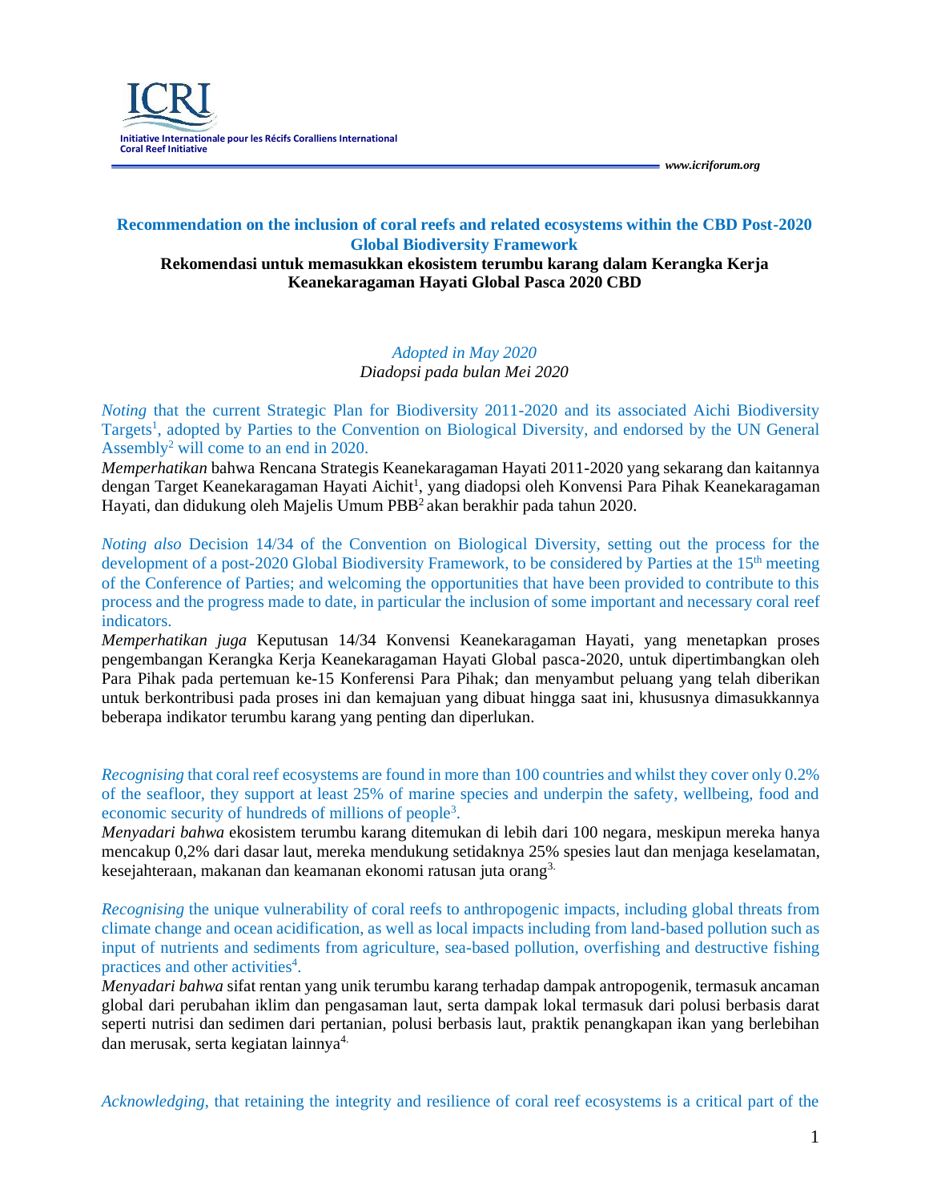ICRI

Initiative Internationale pour les Récifs Coralliens International Coral Reef Initiative

www.icriforum.org

## Recommendation on the inclusion of coral reefs and related ecosystems within the CBD Post-2020 Global Biodiversity Framework

**Rekomendasi untuk memasukkan ekosistem terumbu karang dalam Kerangka Kerja Keanekaragaman Hayati Global Pasca 2020 CBD**

*Adopted in May 2020*

*Diadopsi pada bulan Mei 2020*

*Noting* that the current Strategic Plan for Biodiversity 2011-2020 and its associated Aichi Biodiversity Targets[1], adopted by Parties to the Convention on Biological Diversity, and endorsed by the UN General Assembly[2] will come to an end in 2020.

*Memperhatikan* bahwa Rencana Strategis Keanekaragaman Hayati 2011-2020 yang sekarang dan kaitannya dengan Target Keanekaragaman Hayati Aichit[1], yang diadopsi oleh Konvensi Para Pihak Keanekaragaman Hayati, dan didukung oleh Majelis Umum PBB[2] akan berakhir pada tahun 2020.

*Noting also* Decision 14/34 of the Convention on Biological Diversity, setting out the process for the development of a post-2020 Global Biodiversity Framework, to be considered by Parties at the 15th meeting of the Conference of Parties; and welcoming the opportunities that have been provided to contribute to this process and the progress made to date, in particular the inclusion of some important and necessary coral reef indicators.

*Memperhatikan juga* Keputusan 14/34 Konvensi Keanekaragaman Hayati, yang menetapkan proses pengembangan Kerangka Kerja Keanekaragaman Hayati Global pasca-2020, untuk dipertimbangkan oleh Para Pihak pada pertemuan ke-15 Konferensi Para Pihak; dan menyambut peluang yang telah diberikan untuk berkontribusi pada proses ini dan kemajuan yang dibuat hingga saat ini, khususnya dimasukkannya beberapa indikator terumbu karang yang penting dan diperlukan.

*Recognising* that coral reef ecosystems are found in more than 100 countries and whilst they cover only 0.2% of the seafloor, they support at least 25% of marine species and underpin the safety, wellbeing, food and economic security of hundreds of millions of people[3].

*Menyadari bahwa* ekosistem terumbu karang ditemukan di lebih dari 100 negara, meskipun mereka hanya mencakup 0,2% dari dasar laut, mereka mendukung setidaknya 25% spesies laut dan menjaga keselamatan, kesejahteraan, makanan dan keamanan ekonomi ratusan juta orang[3].

*Recognising* the unique vulnerability of coral reefs to anthropogenic impacts, including global threats from climate change and ocean acidification, as well as local impacts including from land-based pollution such as input of nutrients and sediments from agriculture, sea-based pollution, overfishing and destructive fishing practices and other activities[4].

*Menyadari bahwa* sifat rentan yang unik terumbu karang terhadap dampak antropogenik, termasuk ancaman global dari perubahan iklim dan pengasaman laut, serta dampak lokal termasuk dari polusi berbasis darat seperti nutrisi dan sedimen dari pertanian, polusi berbasis laut, praktik penangkapan ikan yang berlebihan dan merusak, serta kegiatan lainnya[4].

*Acknowledging*, that retaining the integrity and resilience of coral reef ecosystems is a critical part of the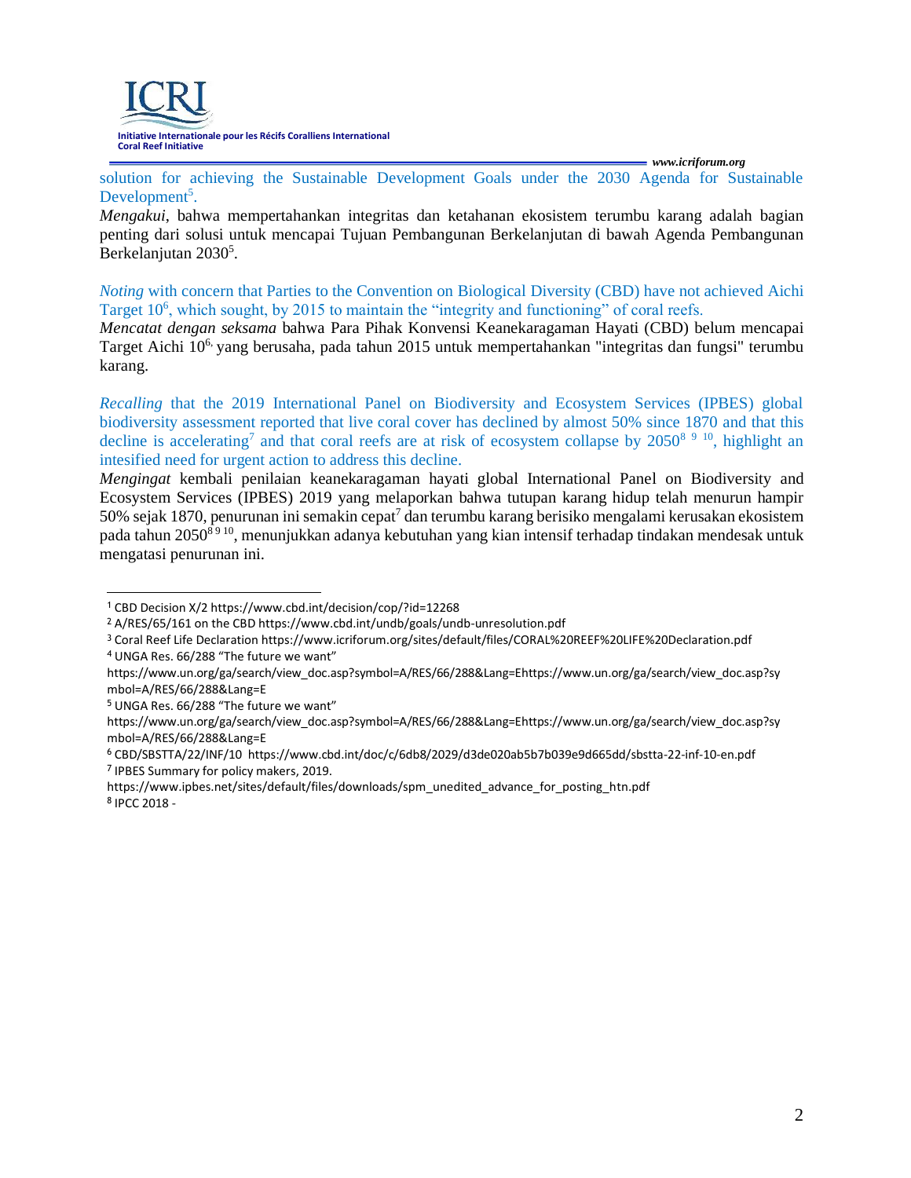solution for achieving the Sustainable Development Goals under the 2030 Agenda for Sustainable Development[5].

*Mengakui*, bahwa mempertahankan integritas dan ketahanan ekosistem terumbu karang adalah bagian penting dari solusi untuk mencapai Tujuan Pembangunan Berkelanjutan di bawah Agenda Pembangunan Berkelanjutan 2030[5].

*Noting* with concern that Parties to the Convention on Biological Diversity (CBD) have not achieved Aichi Target 10[6], which sought, by 2015 to maintain the "integrity and functioning" of coral reefs.

*Mencatat dengan seksama* bahwa Para Pihak Konvensi Keanekaragaman Hayati (CBD) belum mencapai Target Aichi 10[6], yang berusaha, pada tahun 2015 untuk mempertahankan "integritas dan fungsi" terumbu karang.

*Recalling* that the 2019 International Panel on Biodiversity and Ecosystem Services (IPBES) global biodiversity assessment reported that live coral cover has declined by almost 50% since 1870 and that this decline is accelerating[7] and that coral reefs are at risk of ecosystem collapse by 2050[8] [9] [10], highlight an intesified need for urgent action to address this decline.

*Mengingat* kembali penilaian keanekaragaman hayati global International Panel on Biodiversity and Ecosystem Services (IPBES) 2019 yang melaporkan bahwa tutupan karang hidup telah menurun hampir 50% sejak 1870, penurunan ini semakin cepat[7] dan terumbu karang berisiko mengalami kerusakan ekosistem pada tahun 2050[8 9 10], menunjukkan adanya kebutuhan yang kian intensif terhadap tindakan mendesak untuk mengatasi penurunan ini.

---

[1] CBD Decision X/2 https://www.cbd.int/decision/cop/?id=12268

[2] A/RES/65/161 on the CBD https://www.cbd.int/undb/goals/undb-unresolution.pdf

[3] Coral Reef Life Declaration https://www.icriforum.org/sites/default/files/CORAL%20REEF%20LIFE%20Declaration.pdf

[4] UNGA Res. 66/288 "The future we want" https://www.un.org/ga/search/view_doc.asp?symbol=A/RES/66/288&Lang=Ehttps://www.un.org/ga/search/view_doc.asp?symbol=A/RES/66/288&Lang=E

[5] UNGA Res. 66/288 "The future we want" https://www.un.org/ga/search/view_doc.asp?symbol=A/RES/66/288&Lang=Ehttps://www.un.org/ga/search/view_doc.asp?symbol=A/RES/66/288&Lang=E

[6] CBD/SBSTTA/22/INF/10 https://www.cbd.int/doc/c/6db8/2029/d3de020ab5b7b039e9d665dd/sbstta-22-inf-10-en.pdf

[7] IPBES Summary for policy makers, 2019. https://www.ipbes.net/sites/default/files/downloads/spm_unedited_advance_for_posting_htn.pdf

[8] IPCC 2018 -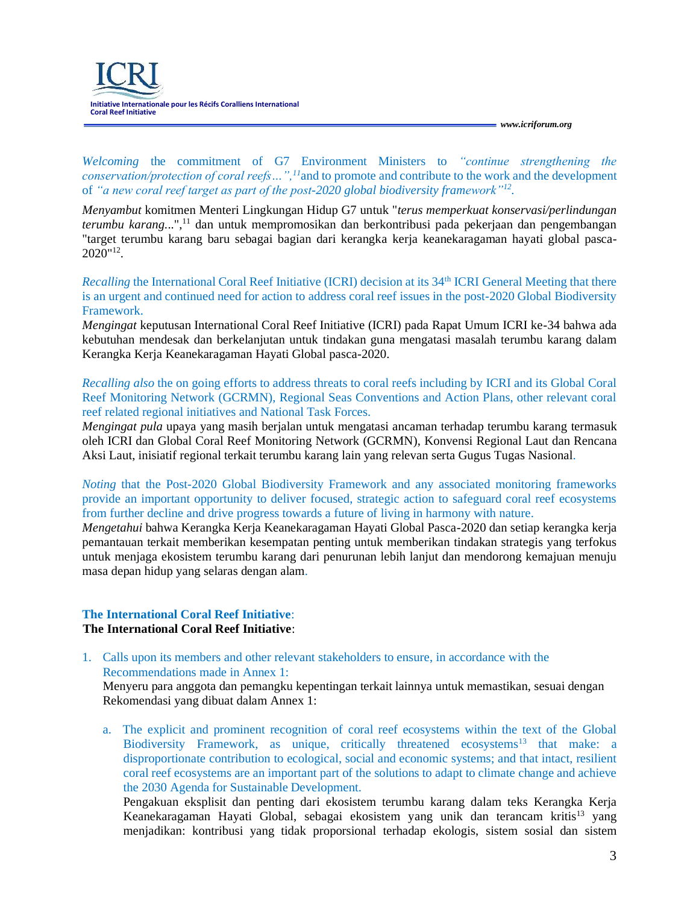*Welcoming* the commitment of G7 Environment Ministers to *"continue strengthening the conservation/protection of coral reefs…",*[11] and to promote and contribute to the work and the development of *"a new coral reef target as part of the post-2020 global biodiversity framework"*[12].

*Menyambut* komitmen Menteri Lingkungan Hidup G7 untuk "*terus memperkuat konservasi/perlindungan terumbu karang*...",[11] dan untuk mempromosikan dan berkontribusi pada pekerjaan dan pengembangan "target terumbu karang baru sebagai bagian dari kerangka kerja keanekaragaman hayati global pasca-2020"[12].

*Recalling* the International Coral Reef Initiative (ICRI) decision at its 34th ICRI General Meeting that there is an urgent and continued need for action to address coral reef issues in the post-2020 Global Biodiversity Framework.

*Mengingat* keputusan International Coral Reef Initiative (ICRI) pada Rapat Umum ICRI ke-34 bahwa ada kebutuhan mendesak dan berkelanjutan untuk tindakan guna mengatasi masalah terumbu karang dalam Kerangka Kerja Keanekaragaman Hayati Global pasca-2020.

*Recalling also* the on going efforts to address threats to coral reefs including by ICRI and its Global Coral Reef Monitoring Network (GCRMN), Regional Seas Conventions and Action Plans, other relevant coral reef related regional initiatives and National Task Forces.

*Mengingat pula* upaya yang masih berjalan untuk mengatasi ancaman terhadap terumbu karang termasuk oleh ICRI dan Global Coral Reef Monitoring Network (GCRMN), Konvensi Regional Laut dan Rencana Aksi Laut, inisiatif regional terkait terumbu karang lain yang relevan serta Gugus Tugas Nasional.

*Noting* that the Post-2020 Global Biodiversity Framework and any associated monitoring frameworks provide an important opportunity to deliver focused, strategic action to safeguard coral reef ecosystems from further decline and drive progress towards a future of living in harmony with nature.

*Mengetahui* bahwa Kerangka Kerja Keanekaragaman Hayati Global Pasca-2020 dan setiap kerangka kerja pemantauan terkait memberikan kesempatan penting untuk memberikan tindakan strategis yang terfokus untuk menjaga ekosistem terumbu karang dari penurunan lebih lanjut dan mendorong kemajuan menuju masa depan hidup yang selaras dengan alam.

**The International Coral Reef Initiative**:

**The International Coral Reef Initiative**:

1. Calls upon its members and other relevant stakeholders to ensure, in accordance with the Recommendations made in Annex 1:
   Menyeru para anggota dan pemangku kepentingan terkait lainnya untuk memastikan, sesuai dengan Rekomendasi yang dibuat dalam Annex 1:

   a. The explicit and prominent recognition of coral reef ecosystems within the text of the Global Biodiversity Framework, as unique, critically threatened ecosystems[13] that make: a disproportionate contribution to ecological, social and economic systems; and that intact, resilient coral reef ecosystems are an important part of the solutions to adapt to climate change and achieve the 2030 Agenda for Sustainable Development.
      Pengakuan eksplisit dan penting dari ekosistem terumbu karang dalam teks Kerangka Kerja Keanekaragaman Hayati Global, sebagai ekosistem yang unik dan terancam kritis[13] yang menjadikan: kontribusi yang tidak proporsional terhadap ekologis, sistem sosial dan sistem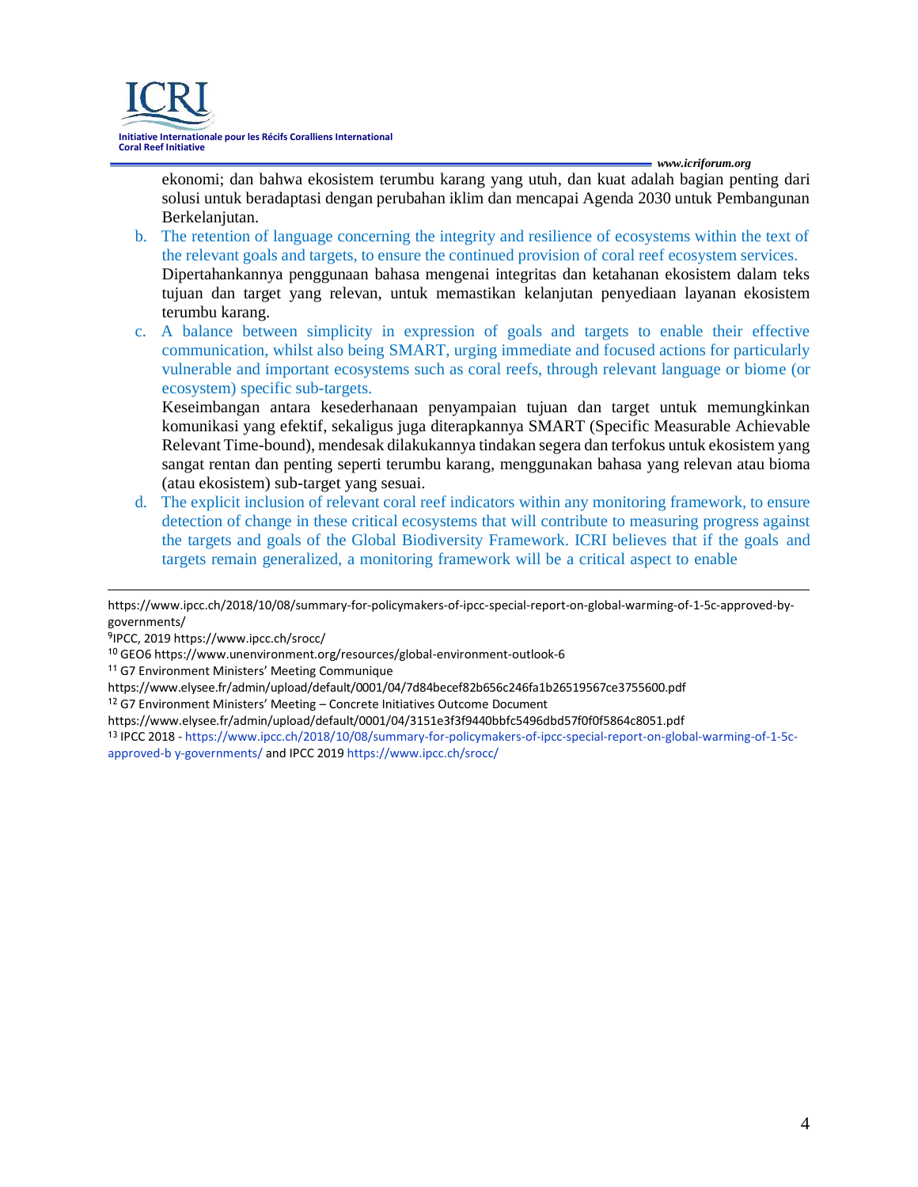ekonomi; dan bahwa ekosistem terumbu karang yang utuh, dan kuat adalah bagian penting dari solusi untuk beradaptasi dengan perubahan iklim dan mencapai Agenda 2030 untuk Pembangunan Berkelanjutan.

b. The retention of language concerning the integrity and resilience of ecosystems within the text of the relevant goals and targets, to ensure the continued provision of coral reef ecosystem services.
   Dipertahankannya penggunaan bahasa mengenai integritas dan ketahanan ekosistem dalam teks tujuan dan target yang relevan, untuk memastikan kelanjutan penyediaan layanan ekosistem terumbu karang.

c. A balance between simplicity in expression of goals and targets to enable their effective communication, whilst also being SMART, urging immediate and focused actions for particularly vulnerable and important ecosystems such as coral reefs, through relevant language or biome (or ecosystem) specific sub-targets.
   Keseimbangan antara kesederhanaan penyampaian tujuan dan target untuk memungkinkan komunikasi yang efektif, sekaligus juga diterapkannya SMART (Specific Measurable Achievable Relevant Time-bound), mendesak dilakukannya tindakan segera dan terfokus untuk ekosistem yang sangat rentan dan penting seperti terumbu karang, menggunakan bahasa yang relevan atau bioma (atau ekosistem) sub-target yang sesuai.

d. The explicit inclusion of relevant coral reef indicators within any monitoring framework, to ensure detection of change in these critical ecosystems that will contribute to measuring progress against the targets and goals of the Global Biodiversity Framework. ICRI believes that if the goals and targets remain generalized, a monitoring framework will be a critical aspect to enable

---

https://www.ipcc.ch/2018/10/08/summary-for-policymakers-of-ipcc-special-report-on-global-warming-of-1-5c-approved-by-governments/

[9]IPCC, 2019 https://www.ipcc.ch/srocc/

[10] GEO6 https://www.unenvironment.org/resources/global-environment-outlook-6

[11] G7 Environment Ministers' Meeting Communique
https://www.elysee.fr/admin/upload/default/0001/04/7d84becef82b656c246fa1b26519567ce3755600.pdf

[12] G7 Environment Ministers' Meeting – Concrete Initiatives Outcome Document
https://www.elysee.fr/admin/upload/default/0001/04/3151e3f3f9440bbfc5496dbd57f0f0f5864c8051.pdf

[13] IPCC 2018 - https://www.ipcc.ch/2018/10/08/summary-for-policymakers-of-ipcc-special-report-on-global-warming-of-1-5c-approved-b y-governments/ and IPCC 2019 https://www.ipcc.ch/srocc/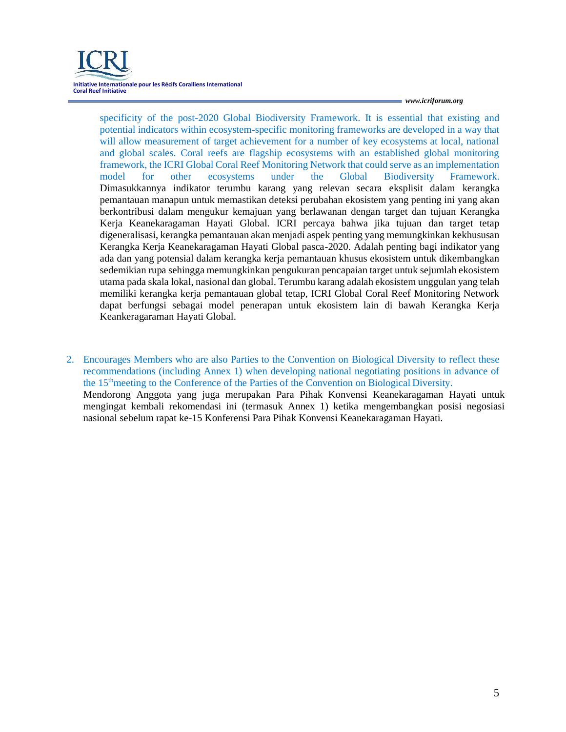specificity of the post-2020 Global Biodiversity Framework. It is essential that existing and potential indicators within ecosystem-specific monitoring frameworks are developed in a way that will allow measurement of target achievement for a number of key ecosystems at local, national and global scales. Coral reefs are flagship ecosystems with an established global monitoring framework, the ICRI Global Coral Reef Monitoring Network that could serve as an implementation model for other ecosystems under the Global Biodiversity Framework. Dimasukkannya indikator terumbu karang yang relevan secara eksplisit dalam kerangka pemantauan manapun untuk memastikan deteksi perubahan ekosistem yang penting ini yang akan berkontribusi dalam mengukur kemajuan yang berlawanan dengan target dan tujuan Kerangka Kerja Keanekaragaman Hayati Global. ICRI percaya bahwa jika tujuan dan target tetap digeneralisasi, kerangka pemantauan akan menjadi aspek penting yang memungkinkan kekhususan Kerangka Kerja Keanekaragaman Hayati Global pasca-2020. Adalah penting bagi indikator yang ada dan yang potensial dalam kerangka kerja pemantauan khusus ekosistem untuk dikembangkan sedemikian rupa sehingga memungkinkan pengukuran pencapaian target untuk sejumlah ekosistem utama pada skala lokal, nasional dan global. Terumbu karang adalah ekosistem unggulan yang telah memiliki kerangka kerja pemantauan global tetap, ICRI Global Coral Reef Monitoring Network dapat berfungsi sebagai model penerapan untuk ekosistem lain di bawah Kerangka Kerja Keankeragaraman Hayati Global.

2. Encourages Members who are also Parties to the Convention on Biological Diversity to reflect these recommendations (including Annex 1) when developing national negotiating positions in advance of the 15th meeting to the Conference of the Parties of the Convention on Biological Diversity.
   Mendorong Anggota yang juga merupakan Para Pihak Konvensi Keanekaragaman Hayati untuk mengingat kembali rekomendasi ini (termasuk Annex 1) ketika mengembangkan posisi negosiasi nasional sebelum rapat ke-15 Konferensi Para Pihak Konvensi Keanekaragaman Hayati.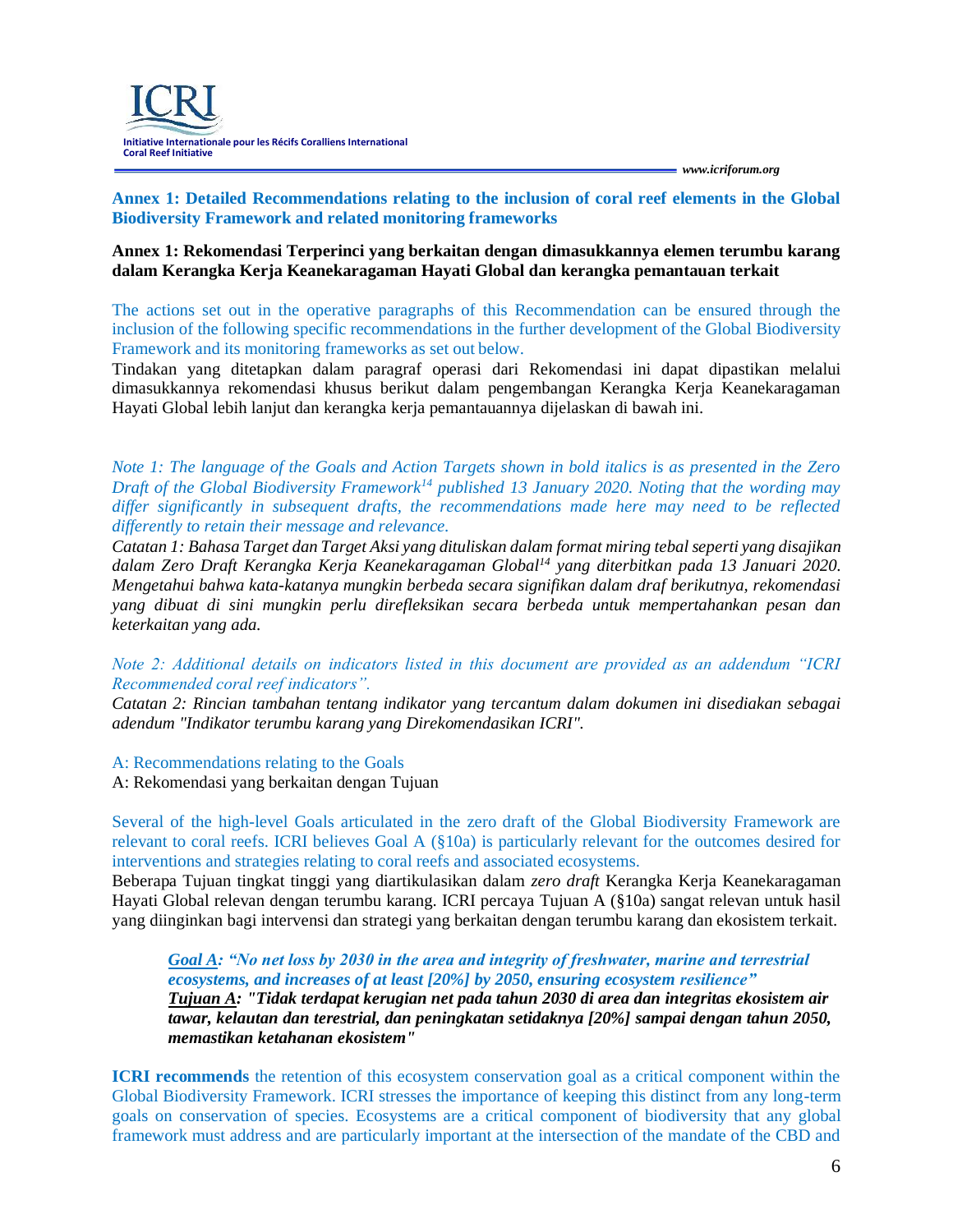**Annex 1: Detailed Recommendations relating to the inclusion of coral reef elements in the Global Biodiversity Framework and related monitoring frameworks**

**Annex 1: Rekomendasi Terperinci yang berkaitan dengan dimasukkannya elemen terumbu karang dalam Kerangka Kerja Keanekaragaman Hayati Global dan kerangka pemantauan terkait**

The actions set out in the operative paragraphs of this Recommendation can be ensured through the inclusion of the following specific recommendations in the further development of the Global Biodiversity Framework and its monitoring frameworks as set out below.

Tindakan yang ditetapkan dalam paragraf operasi dari Rekomendasi ini dapat dipastikan melalui dimasukkannya rekomendasi khusus berikut dalam pengembangan Kerangka Kerja Keanekaragaman Hayati Global lebih lanjut dan kerangka kerja pemantauannya dijelaskan di bawah ini.

*Note 1: The language of the Goals and Action Targets shown in bold italics is as presented in the Zero Draft of the Global Biodiversity Framework[14] published 13 January 2020. Noting that the wording may differ significantly in subsequent drafts, the recommendations made here may need to be reflected differently to retain their message and relevance.*

*Catatan 1: Bahasa Target dan Target Aksi yang dituliskan dalam format miring tebal seperti yang disajikan dalam Zero Draft Kerangka Kerja Keanekaragaman Global[14] yang diterbitkan pada 13 Januari 2020. Mengetahui bahwa kata-katanya mungkin berbeda secara signifikan dalam draf berikutnya, rekomendasi yang dibuat di sini mungkin perlu direfleksikan secara berbeda untuk mempertahankan pesan dan keterkaitan yang ada.*

*Note 2: Additional details on indicators listed in this document are provided as an addendum "ICRI Recommended coral reef indicators".*

*Catatan 2: Rincian tambahan tentang indikator yang tercantum dalam dokumen ini disediakan sebagai adendum "Indikator terumbu karang yang Direkomendasikan ICRI".*

A: Recommendations relating to the Goals

A: Rekomendasi yang berkaitan dengan Tujuan

Several of the high-level Goals articulated in the zero draft of the Global Biodiversity Framework are relevant to coral reefs. ICRI believes Goal A (§10a) is particularly relevant for the outcomes desired for interventions and strategies relating to coral reefs and associated ecosystems.

Beberapa Tujuan tingkat tinggi yang diartikulasikan dalam *zero draft* Kerangka Kerja Keanekaragaman Hayati Global relevan dengan terumbu karang. ICRI percaya Tujuan A (§10a) sangat relevan untuk hasil yang diinginkan bagi intervensi dan strategi yang berkaitan dengan terumbu karang dan ekosistem terkait.

> ***Goal A: "No net loss by 2030 in the area and integrity of freshwater, marine and terrestrial ecosystems, and increases of at least [20%] by 2050, ensuring ecosystem resilience"***
>
> ***Tujuan A: "Tidak terdapat kerugian net pada tahun 2030 di area dan integritas ekosistem air tawar, kelautan dan terestrial, dan peningkatan setidaknya [20%] sampai dengan tahun 2050, memastikan ketahanan ekosistem"***

**ICRI recommends** the retention of this ecosystem conservation goal as a critical component within the Global Biodiversity Framework. ICRI stresses the importance of keeping this distinct from any long-term goals on conservation of species. Ecosystems are a critical component of biodiversity that any global framework must address and are particularly important at the intersection of the mandate of the CBD and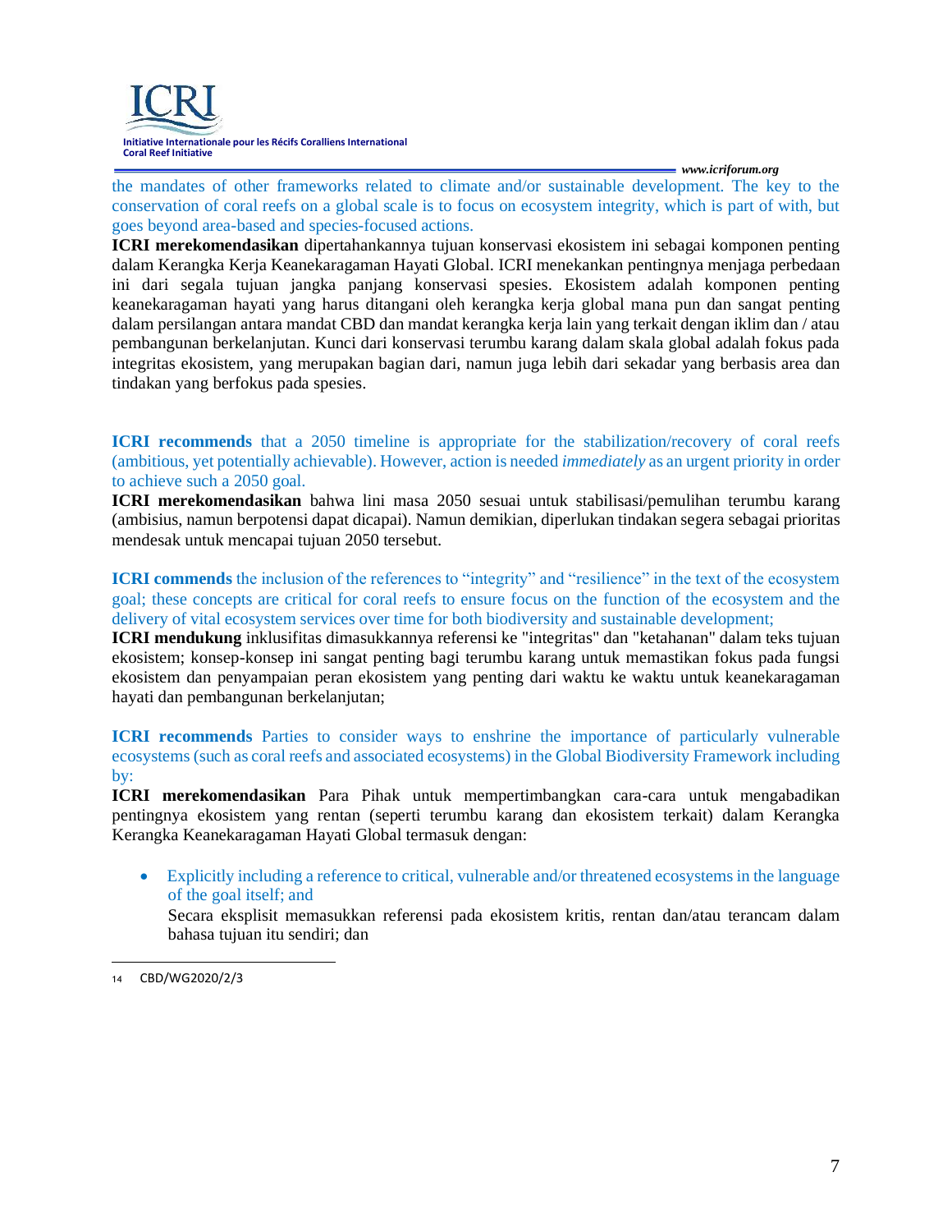the mandates of other frameworks related to climate and/or sustainable development. The key to the conservation of coral reefs on a global scale is to focus on ecosystem integrity, which is part of with, but goes beyond area-based and species-focused actions.

**ICRI merekomendasikan** dipertahankannya tujuan konservasi ekosistem ini sebagai komponen penting dalam Kerangka Kerja Keanekaragaman Hayati Global. ICRI menekankan pentingnya menjaga perbedaan ini dari segala tujuan jangka panjang konservasi spesies. Ekosistem adalah komponen penting keanekaragaman hayati yang harus ditangani oleh kerangka kerja global mana pun dan sangat penting dalam persilangan antara mandat CBD dan mandat kerangka kerja lain yang terkait dengan iklim dan / atau pembangunan berkelanjutan. Kunci dari konservasi terumbu karang dalam skala global adalah fokus pada integritas ekosistem, yang merupakan bagian dari, namun juga lebih dari sekadar yang berbasis area dan tindakan yang berfokus pada spesies.

**ICRI recommends** that a 2050 timeline is appropriate for the stabilization/recovery of coral reefs (ambitious, yet potentially achievable). However, action is needed *immediately* as an urgent priority in order to achieve such a 2050 goal.

**ICRI merekomendasikan** bahwa lini masa 2050 sesuai untuk stabilisasi/pemulihan terumbu karang (ambisius, namun berpotensi dapat dicapai). Namun demikian, diperlukan tindakan segera sebagai prioritas mendesak untuk mencapai tujuan 2050 tersebut.

**ICRI commends** the inclusion of the references to "integrity" and "resilience" in the text of the ecosystem goal; these concepts are critical for coral reefs to ensure focus on the function of the ecosystem and the delivery of vital ecosystem services over time for both biodiversity and sustainable development;

**ICRI mendukung** inklusifitas dimasukkannya referensi ke "integritas" dan "ketahanan" dalam teks tujuan ekosistem; konsep-konsep ini sangat penting bagi terumbu karang untuk memastikan fokus pada fungsi ekosistem dan penyampaian peran ekosistem yang penting dari waktu ke waktu untuk keanekaragaman hayati dan pembangunan berkelanjutan;

**ICRI recommends** Parties to consider ways to enshrine the importance of particularly vulnerable ecosystems (such as coral reefs and associated ecosystems) in the Global Biodiversity Framework including by:

**ICRI merekomendasikan** Para Pihak untuk mempertimbangkan cara-cara untuk mengabadikan pentingnya ekosistem yang rentan (seperti terumbu karang dan ekosistem terkait) dalam Kerangka Kerangka Keanekaragaman Hayati Global termasuk dengan:

- Explicitly including a reference to critical, vulnerable and/or threatened ecosystems in the language of the goal itself; and

  Secara eksplisit memasukkan referensi pada ekosistem kritis, rentan dan/atau terancam dalam bahasa tujuan itu sendiri; dan

---

14 CBD/WG2020/2/3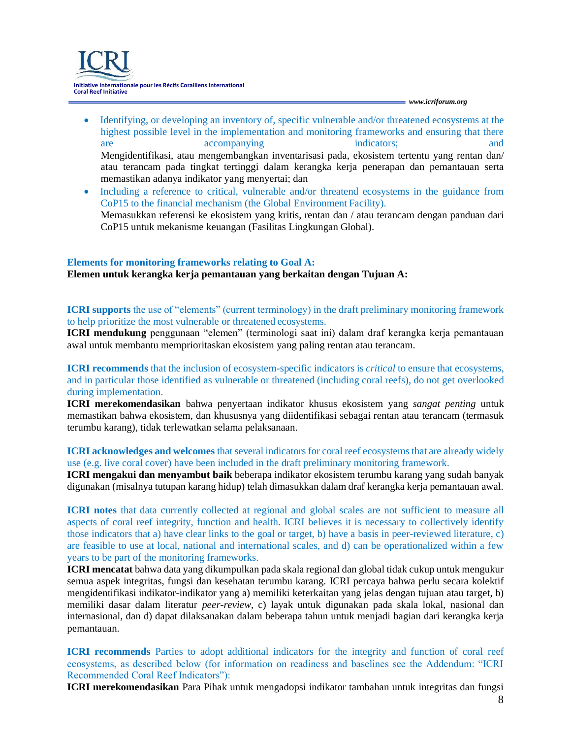- Identifying, or developing an inventory of, specific vulnerable and/or threatened ecosystems at the highest possible level in the implementation and monitoring frameworks and ensuring that there are accompanying indicators; and
  Mengidentifikasi, atau mengembangkan inventarisasi pada, ekosistem tertentu yang rentan dan/ atau terancam pada tingkat tertinggi dalam kerangka kerja penerapan dan pemantauan serta memastikan adanya indikator yang menyertai; dan
- Including a reference to critical, vulnerable and/or threatend ecosystems in the guidance from CoP15 to the financial mechanism (the Global Environment Facility).
  Memasukkan referensi ke ekosistem yang kritis, rentan dan / atau terancam dengan panduan dari CoP15 untuk mekanisme keuangan (Fasilitas Lingkungan Global).

**Elements for monitoring frameworks relating to Goal A:**
**Elemen untuk kerangka kerja pemantauan yang berkaitan dengan Tujuan A:**

**ICRI supports** the use of "elements" (current terminology) in the draft preliminary monitoring framework to help prioritize the most vulnerable or threatened ecosystems.
**ICRI mendukung** penggunaan "elemen" (terminologi saat ini) dalam draf kerangka kerja pemantauan awal untuk membantu memprioritaskan ekosistem yang paling rentan atau terancam.

**ICRI recommends** that the inclusion of ecosystem-specific indicators is *critical* to ensure that ecosystems, and in particular those identified as vulnerable or threatened (including coral reefs), do not get overlooked during implementation.
**ICRI merekomendasikan** bahwa penyertaan indikator khusus ekosistem yang *sangat penting* untuk memastikan bahwa ekosistem, dan khususnya yang diidentifikasi sebagai rentan atau terancam (termasuk terumbu karang), tidak terlewatkan selama pelaksanaan.

**ICRI acknowledges and welcomes** that several indicators for coral reef ecosystems that are already widely use (e.g. live coral cover) have been included in the draft preliminary monitoring framework.
**ICRI mengakui dan menyambut baik** beberapa indikator ekosistem terumbu karang yang sudah banyak digunakan (misalnya tutupan karang hidup) telah dimasukkan dalam draf kerangka kerja pemantauan awal.

**ICRI notes** that data currently collected at regional and global scales are not sufficient to measure all aspects of coral reef integrity, function and health. ICRI believes it is necessary to collectively identify those indicators that a) have clear links to the goal or target, b) have a basis in peer-reviewed literature, c) are feasible to use at local, national and international scales, and d) can be operationalized within a few years to be part of the monitoring frameworks.
**ICRI mencatat** bahwa data yang dikumpulkan pada skala regional dan global tidak cukup untuk mengukur semua aspek integritas, fungsi dan kesehatan terumbu karang. ICRI percaya bahwa perlu secara kolektif mengidentifikasi indikator-indikator yang a) memiliki keterkaitan yang jelas dengan tujuan atau target, b) memiliki dasar dalam literatur *peer-review*, c) layak untuk digunakan pada skala lokal, nasional dan internasional, dan d) dapat dilaksanakan dalam beberapa tahun untuk menjadi bagian dari kerangka kerja pemantauan.

**ICRI recommends** Parties to adopt additional indicators for the integrity and function of coral reef ecosystems, as described below (for information on readiness and baselines see the Addendum: "ICRI Recommended Coral Reef Indicators"):
**ICRI merekomendasikan** Para Pihak untuk mengadopsi indikator tambahan untuk integritas dan fungsi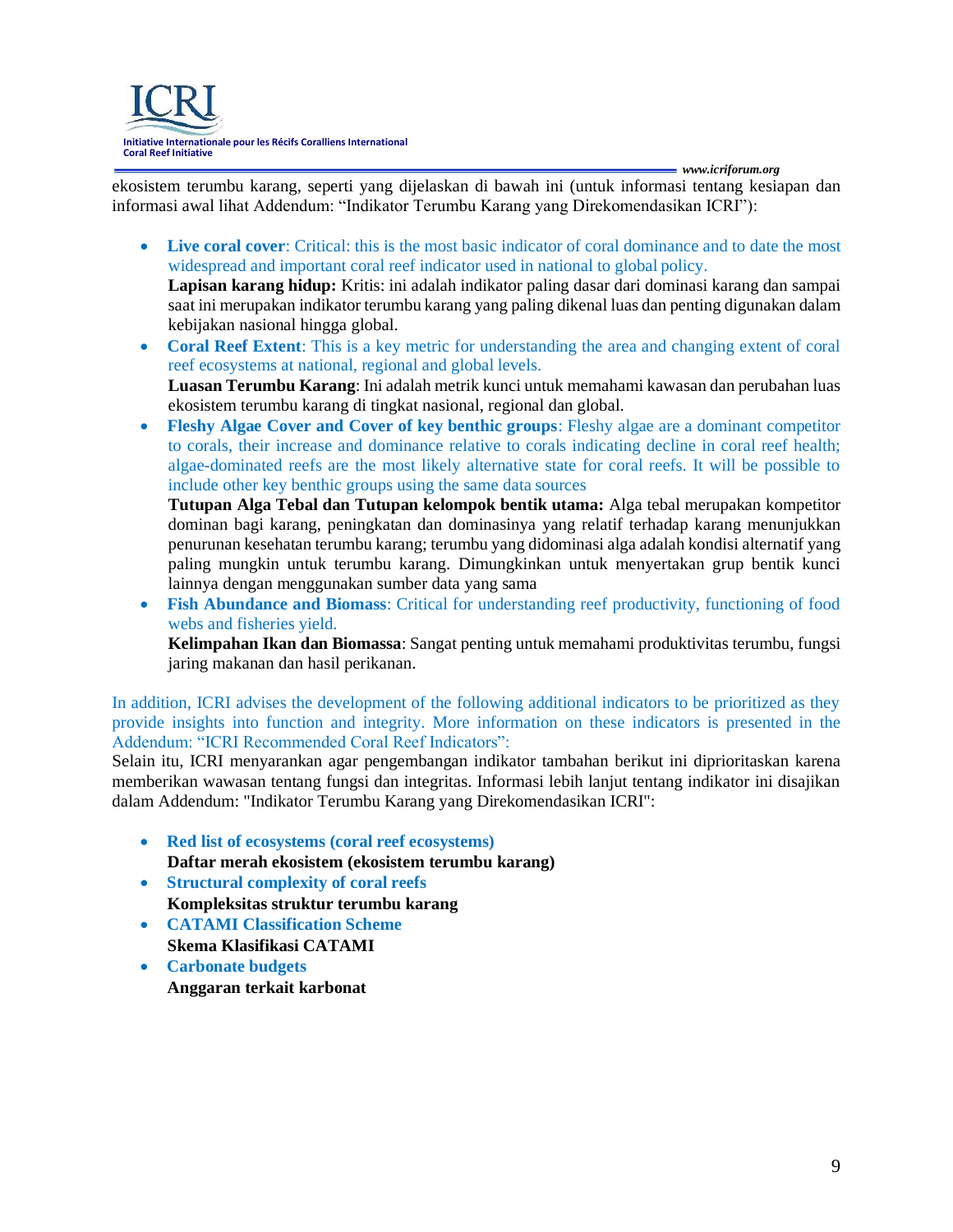ekosistem terumbu karang, seperti yang dijelaskan di bawah ini (untuk informasi tentang kesiapan dan informasi awal lihat Addendum: "Indikator Terumbu Karang yang Direkomendasikan ICRI"):

- **Live coral cover**: Critical: this is the most basic indicator of coral dominance and to date the most widespread and important coral reef indicator used in national to global policy.
  **Lapisan karang hidup:** Kritis: ini adalah indikator paling dasar dari dominasi karang dan sampai saat ini merupakan indikator terumbu karang yang paling dikenal luas dan penting digunakan dalam kebijakan nasional hingga global.
- **Coral Reef Extent**: This is a key metric for understanding the area and changing extent of coral reef ecosystems at national, regional and global levels.
  **Luasan Terumbu Karang**: Ini adalah metrik kunci untuk memahami kawasan dan perubahan luas ekosistem terumbu karang di tingkat nasional, regional dan global.
- **Fleshy Algae Cover and Cover of key benthic groups**: Fleshy algae are a dominant competitor to corals, their increase and dominance relative to corals indicating decline in coral reef health; algae-dominated reefs are the most likely alternative state for coral reefs. It will be possible to include other key benthic groups using the same data sources
  **Tutupan Alga Tebal dan Tutupan kelompok bentik utama:** Alga tebal merupakan kompetitor dominan bagi karang, peningkatan dan dominasinya yang relatif terhadap karang menunjukkan penurunan kesehatan terumbu karang; terumbu yang didominasi alga adalah kondisi alternatif yang paling mungkin untuk terumbu karang. Dimungkinkan untuk menyertakan grup bentik kunci lainnya dengan menggunakan sumber data yang sama
- **Fish Abundance and Biomass**: Critical for understanding reef productivity, functioning of food webs and fisheries yield.
  **Kelimpahan Ikan dan Biomassa**: Sangat penting untuk memahami produktivitas terumbu, fungsi jaring makanan dan hasil perikanan.

In addition, ICRI advises the development of the following additional indicators to be prioritized as they provide insights into function and integrity. More information on these indicators is presented in the Addendum: "ICRI Recommended Coral Reef Indicators":
Selain itu, ICRI menyarankan agar pengembangan indikator tambahan berikut ini diprioritaskan karena memberikan wawasan tentang fungsi dan integritas. Informasi lebih lanjut tentang indikator ini disajikan dalam Addendum: "Indikator Terumbu Karang yang Direkomendasikan ICRI":

- **Red list of ecosystems (coral reef ecosystems)**
  **Daftar merah ekosistem (ekosistem terumbu karang)**
- **Structural complexity of coral reefs**
  **Kompleksitas struktur terumbu karang**
- **CATAMI Classification Scheme**
  **Skema Klasifikasi CATAMI**
- **Carbonate budgets**
  **Anggaran terkait karbonat**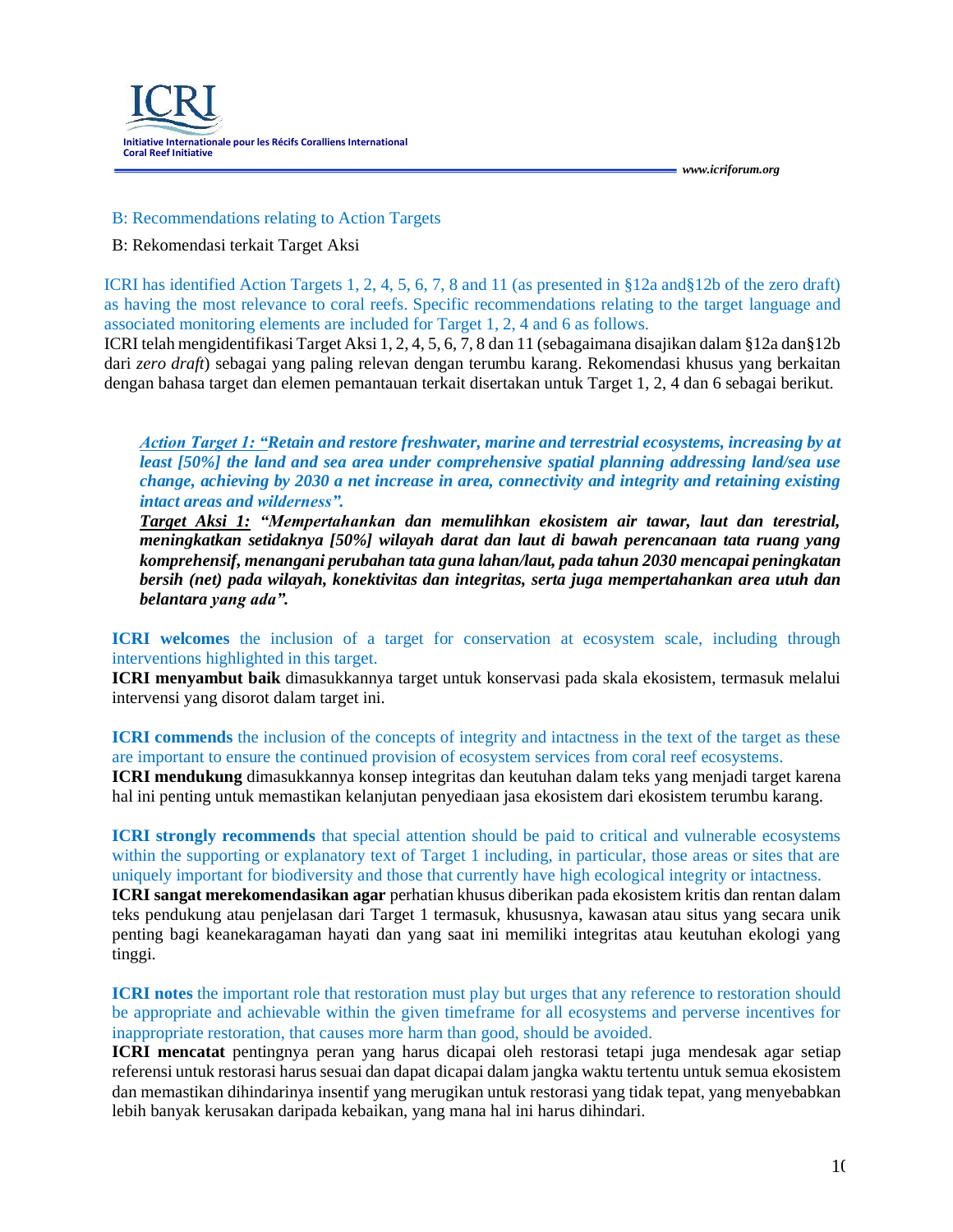## B: Recommendations relating to Action Targets

## B: Rekomendasi terkait Target Aksi

ICRI has identified Action Targets 1, 2, 4, 5, 6, 7, 8 and 11 (as presented in §12a and§12b of the zero draft) as having the most relevance to coral reefs. Specific recommendations relating to the target language and associated monitoring elements are included for Target 1, 2, 4 and 6 as follows.

ICRI telah mengidentifikasi Target Aksi 1, 2, 4, 5, 6, 7, 8 dan 11 (sebagaimana disajikan dalam §12a dan§12b dari *zero draft*) sebagai yang paling relevan dengan terumbu karang. Rekomendasi khusus yang berkaitan dengan bahasa target dan elemen pemantauan terkait disertakan untuk Target 1, 2, 4 dan 6 sebagai berikut.

> ***Action Target 1:*** ***"Retain and restore freshwater, marine and terrestrial ecosystems, increasing by at least [50%] the land and sea area under comprehensive spatial planning addressing land/sea use change, achieving by 2030 a net increase in area, connectivity and integrity and retaining existing intact areas and wilderness".***
>
> ***Target Aksi 1:*** ***"Mempertahankan dan memulihkan ekosistem air tawar, laut dan terestrial, meningkatkan setidaknya [50%] wilayah darat dan laut di bawah perencanaan tata ruang yang komprehensif, menangani perubahan tata guna lahan/laut, pada tahun 2030 mencapai peningkatan bersih (net) pada wilayah, konektivitas dan integritas, serta juga mempertahankan area utuh dan belantara yang ada".***

**ICRI welcomes** the inclusion of a target for conservation at ecosystem scale, including through interventions highlighted in this target.

**ICRI menyambut baik** dimasukkannya target untuk konservasi pada skala ekosistem, termasuk melalui intervensi yang disorot dalam target ini.

**ICRI commends** the inclusion of the concepts of integrity and intactness in the text of the target as these are important to ensure the continued provision of ecosystem services from coral reef ecosystems.

**ICRI mendukung** dimasukkannya konsep integritas dan keutuhan dalam teks yang menjadi target karena hal ini penting untuk memastikan kelanjutan penyediaan jasa ekosistem dari ekosistem terumbu karang.

**ICRI strongly recommends** that special attention should be paid to critical and vulnerable ecosystems within the supporting or explanatory text of Target 1 including, in particular, those areas or sites that are uniquely important for biodiversity and those that currently have high ecological integrity or intactness.

**ICRI sangat merekomendasikan agar** perhatian khusus diberikan pada ekosistem kritis dan rentan dalam teks pendukung atau penjelasan dari Target 1 termasuk, khususnya, kawasan atau situs yang secara unik penting bagi keanekaragaman hayati dan yang saat ini memiliki integritas atau keutuhan ekologi yang tinggi.

**ICRI notes** the important role that restoration must play but urges that any reference to restoration should be appropriate and achievable within the given timeframe for all ecosystems and perverse incentives for inappropriate restoration, that causes more harm than good, should be avoided.

**ICRI mencatat** pentingnya peran yang harus dicapai oleh restorasi tetapi juga mendesak agar setiap referensi untuk restorasi harus sesuai dan dapat dicapai dalam jangka waktu tertentu untuk semua ekosistem dan memastikan dihindarinya insentif yang merugikan untuk restorasi yang tidak tepat, yang menyebabkan lebih banyak kerusakan daripada kebaikan, yang mana hal ini harus dihindari.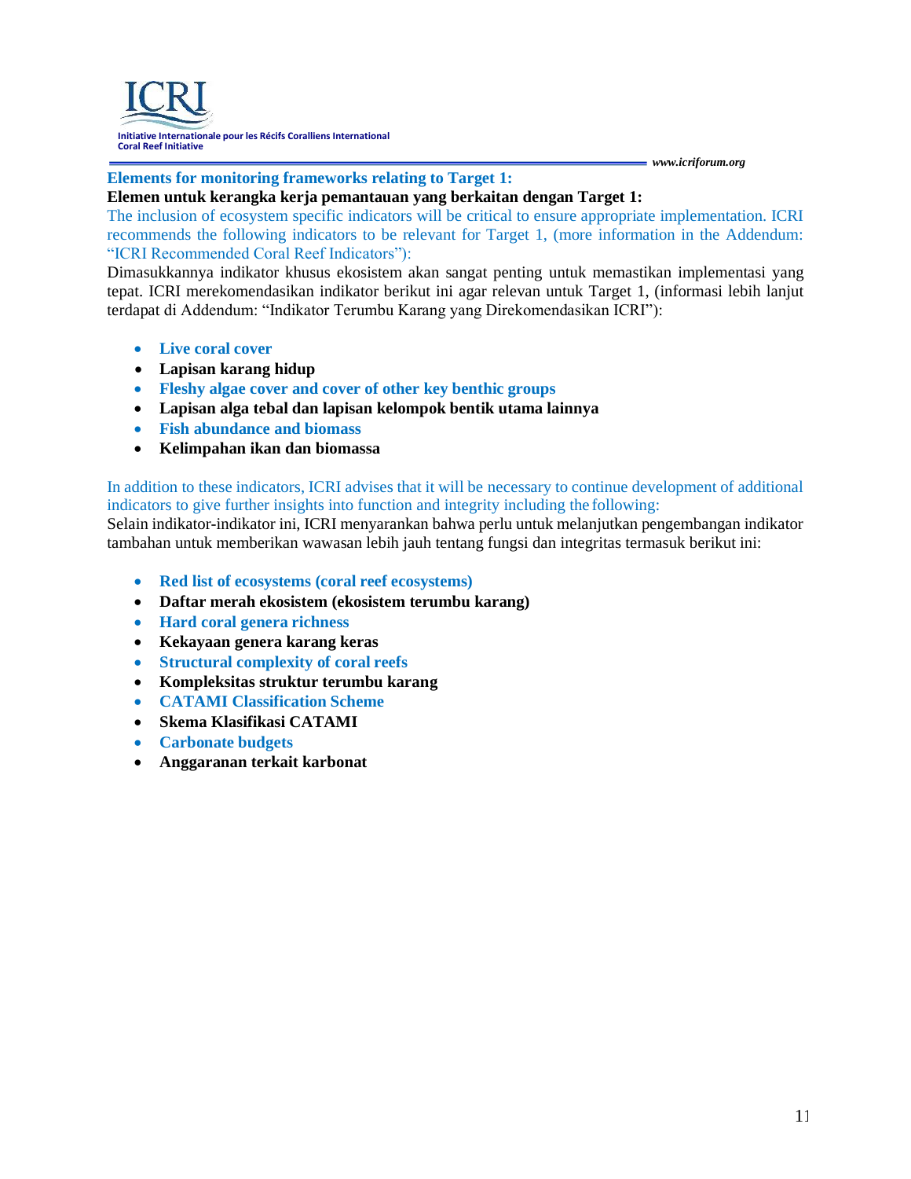**Elements for monitoring frameworks relating to Target 1:**

**Elemen untuk kerangka kerja pemantauan yang berkaitan dengan Target 1:**

The inclusion of ecosystem specific indicators will be critical to ensure appropriate implementation. ICRI recommends the following indicators to be relevant for Target 1, (more information in the Addendum: "ICRI Recommended Coral Reef Indicators"):

Dimasukkannya indikator khusus ekosistem akan sangat penting untuk memastikan implementasi yang tepat. ICRI merekomendasikan indikator berikut ini agar relevan untuk Target 1, (informasi lebih lanjut terdapat di Addendum: "Indikator Terumbu Karang yang Direkomendasikan ICRI"):

- **Live coral cover**
- **Lapisan karang hidup**
- **Fleshy algae cover and cover of other key benthic groups**
- **Lapisan alga tebal dan lapisan kelompok bentik utama lainnya**
- **Fish abundance and biomass**
- **Kelimpahan ikan dan biomassa**

In addition to these indicators, ICRI advises that it will be necessary to continue development of additional indicators to give further insights into function and integrity including the following:

Selain indikator-indikator ini, ICRI menyarankan bahwa perlu untuk melanjutkan pengembangan indikator tambahan untuk memberikan wawasan lebih jauh tentang fungsi dan integritas termasuk berikut ini:

- **Red list of ecosystems (coral reef ecosystems)**
- **Daftar merah ekosistem (ekosistem terumbu karang)**
- **Hard coral genera richness**
- **Kekayaan genera karang keras**
- **Structural complexity of coral reefs**
- **Kompleksitas struktur terumbu karang**
- **CATAMI Classification Scheme**
- **Skema Klasifikasi CATAMI**
- **Carbonate budgets**
- **Anggaranan terkait karbonat**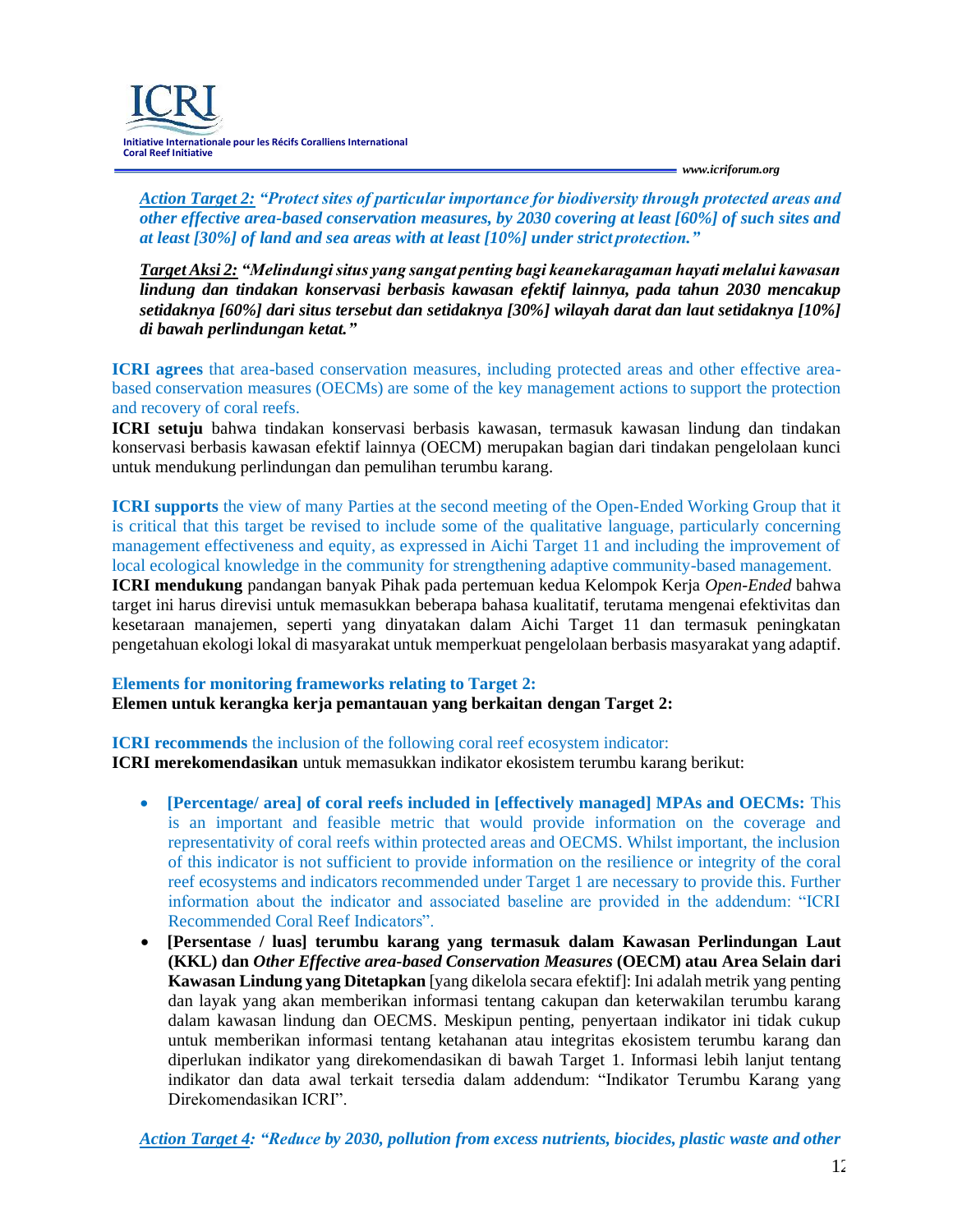***Action Target 2:*** ***"Protect sites of particular importance for biodiversity through protected areas and other effective area-based conservation measures, by 2030 covering at least [60%] of such sites and at least [30%] of land and sea areas with at least [10%] under strict protection."***

***Target Aksi 2:*** ***"Melindungi situs yang sangat penting bagi keanekaragaman hayati melalui kawasan lindung dan tindakan konservasi berbasis kawasan efektif lainnya, pada tahun 2030 mencakup setidaknya [60%] dari situs tersebut dan setidaknya [30%] wilayah darat dan laut setidaknya [10%] di bawah perlindungan ketat."***

**ICRI agrees** that area-based conservation measures, including protected areas and other effective area-based conservation measures (OECMs) are some of the key management actions to support the protection and recovery of coral reefs.

**ICRI setuju** bahwa tindakan konservasi berbasis kawasan, termasuk kawasan lindung dan tindakan konservasi berbasis kawasan efektif lainnya (OECM) merupakan bagian dari tindakan pengelolaan kunci untuk mendukung perlindungan dan pemulihan terumbu karang.

**ICRI supports** the view of many Parties at the second meeting of the Open-Ended Working Group that it is critical that this target be revised to include some of the qualitative language, particularly concerning management effectiveness and equity, as expressed in Aichi Target 11 and including the improvement of local ecological knowledge in the community for strengthening adaptive community-based management.

**ICRI mendukung** pandangan banyak Pihak pada pertemuan kedua Kelompok Kerja *Open-Ended* bahwa target ini harus direvisi untuk memasukkan beberapa bahasa kualitatif, terutama mengenai efektivitas dan kesetaraan manajemen, seperti yang dinyatakan dalam Aichi Target 11 dan termasuk peningkatan pengetahuan ekologi lokal di masyarakat untuk memperkuat pengelolaan berbasis masyarakat yang adaptif.

**Elements for monitoring frameworks relating to Target 2:**

**Elemen untuk kerangka kerja pemantauan yang berkaitan dengan Target 2:**

**ICRI recommends** the inclusion of the following coral reef ecosystem indicator:

**ICRI merekomendasikan** untuk memasukkan indikator ekosistem terumbu karang berikut:

- **[Percentage/ area] of coral reefs included in [effectively managed] MPAs and OECMs:** This is an important and feasible metric that would provide information on the coverage and representativity of coral reefs within protected areas and OECMS. Whilst important, the inclusion of this indicator is not sufficient to provide information on the resilience or integrity of the coral reef ecosystems and indicators recommended under Target 1 are necessary to provide this. Further information about the indicator and associated baseline are provided in the addendum: "ICRI Recommended Coral Reef Indicators".
- **[Persentase / luas] terumbu karang yang termasuk dalam Kawasan Perlindungan Laut (KKL) dan *Other Effective area-based Conservation Measures* (OECM) atau Area Selain dari Kawasan Lindung yang Ditetapkan** [yang dikelola secara efektif]: Ini adalah metrik yang penting dan layak yang akan memberikan informasi tentang cakupan dan keterwakilan terumbu karang dalam kawasan lindung dan OECMS. Meskipun penting, penyertaan indikator ini tidak cukup untuk memberikan informasi tentang ketahanan atau integritas ekosistem terumbu karang dan diperlukan indikator yang direkomendasikan di bawah Target 1. Informasi lebih lanjut tentang indikator dan data awal terkait tersedia dalam addendum: "Indikator Terumbu Karang yang Direkomendasikan ICRI".

***Action Target 4:*** ***"Reduce by 2030, pollution from excess nutrients, biocides, plastic waste and other***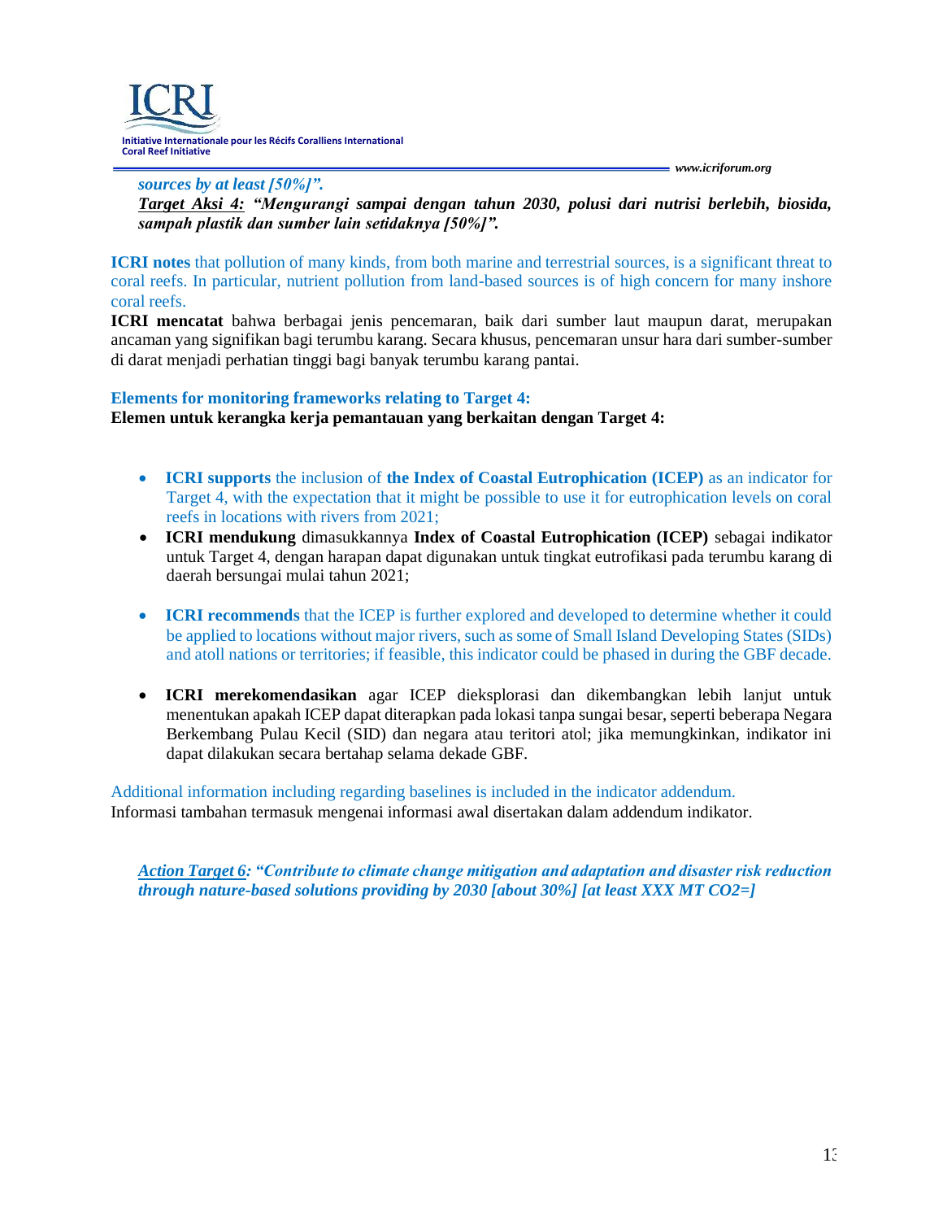*sources by at least [50%]".*

***Target Aksi 4:*** ***"Mengurangi sampai dengan tahun 2030, polusi dari nutrisi berlebih, biosida, sampah plastik dan sumber lain setidaknya [50%]".***

**ICRI notes** that pollution of many kinds, from both marine and terrestrial sources, is a significant threat to coral reefs. In particular, nutrient pollution from land-based sources is of high concern for many inshore coral reefs.

**ICRI mencatat** bahwa berbagai jenis pencemaran, baik dari sumber laut maupun darat, merupakan ancaman yang signifikan bagi terumbu karang. Secara khusus, pencemaran unsur hara dari sumber-sumber di darat menjadi perhatian tinggi bagi banyak terumbu karang pantai.

**Elements for monitoring frameworks relating to Target 4:**

**Elemen untuk kerangka kerja pemantauan yang berkaitan dengan Target 4:**

- **ICRI supports** the inclusion of **the Index of Coastal Eutrophication (ICEP)** as an indicator for Target 4, with the expectation that it might be possible to use it for eutrophication levels on coral reefs in locations with rivers from 2021;
- **ICRI mendukung** dimasukkannya **Index of Coastal Eutrophication (ICEP)** sebagai indikator untuk Target 4, dengan harapan dapat digunakan untuk tingkat eutrofikasi pada terumbu karang di daerah bersungai mulai tahun 2021;

- **ICRI recommends** that the ICEP is further explored and developed to determine whether it could be applied to locations without major rivers, such as some of Small Island Developing States (SIDs) and atoll nations or territories; if feasible, this indicator could be phased in during the GBF decade.

- **ICRI merekomendasikan** agar ICEP dieksplorasi dan dikembangkan lebih lanjut untuk menentukan apakah ICEP dapat diterapkan pada lokasi tanpa sungai besar, seperti beberapa Negara Berkembang Pulau Kecil (SID) dan negara atau teritori atol; jika memungkinkan, indikator ini dapat dilakukan secara bertahap selama dekade GBF.

Additional information including regarding baselines is included in the indicator addendum.

Informasi tambahan termasuk mengenai informasi awal disertakan dalam addendum indikator.

***Action Target 6:*** ***"Contribute to climate change mitigation and adaptation and disaster risk reduction through nature-based solutions providing by 2030 [about 30%] [at least XXX MT CO2=]***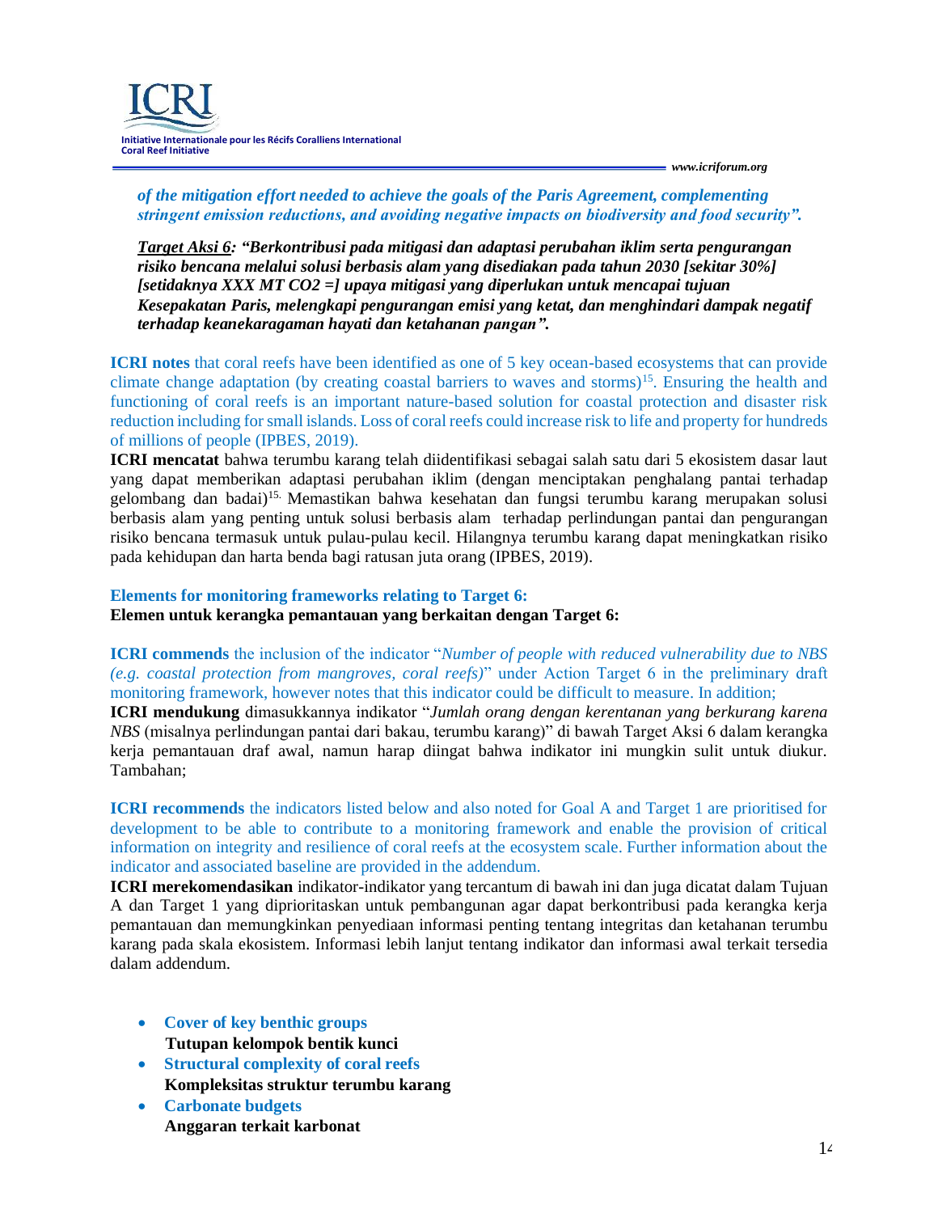*of the mitigation effort needed to achieve the goals of the Paris Agreement, complementing stringent emission reductions, and avoiding negative impacts on biodiversity and food security".*

***Target Aksi 6*: "Berkontribusi pada mitigasi dan adaptasi perubahan iklim serta pengurangan risiko bencana melalui solusi berbasis alam yang disediakan pada tahun 2030 [sekitar 30%] [setidaknya XXX MT CO2 =] upaya mitigasi yang diperlukan untuk mencapai tujuan Kesepakatan Paris, melengkapi pengurangan emisi yang ketat, dan menghindari dampak negatif terhadap keanekaragaman hayati dan ketahanan pangan".**

**ICRI notes** that coral reefs have been identified as one of 5 key ocean-based ecosystems that can provide climate change adaptation (by creating coastal barriers to waves and storms)[15]. Ensuring the health and functioning of coral reefs is an important nature-based solution for coastal protection and disaster risk reduction including for small islands. Loss of coral reefs could increase risk to life and property for hundreds of millions of people (IPBES, 2019).

**ICRI mencatat** bahwa terumbu karang telah diidentifikasi sebagai salah satu dari 5 ekosistem dasar laut yang dapat memberikan adaptasi perubahan iklim (dengan menciptakan penghalang pantai terhadap gelombang dan badai)[15]. Memastikan bahwa kesehatan dan fungsi terumbu karang merupakan solusi berbasis alam yang penting untuk solusi berbasis alam terhadap perlindungan pantai dan pengurangan risiko bencana termasuk untuk pulau-pulau kecil. Hilangnya terumbu karang dapat meningkatkan risiko pada kehidupan dan harta benda bagi ratusan juta orang (IPBES, 2019).

**Elements for monitoring frameworks relating to Target 6:**
**Elemen untuk kerangka pemantauan yang berkaitan dengan Target 6:**

**ICRI commends** the inclusion of the indicator "*Number of people with reduced vulnerability due to NBS (e.g. coastal protection from mangroves, coral reefs)*" under Action Target 6 in the preliminary draft monitoring framework, however notes that this indicator could be difficult to measure. In addition;

**ICRI mendukung** dimasukkannya indikator "*Jumlah orang dengan kerentanan yang berkurang karena NBS* (misalnya perlindungan pantai dari bakau, terumbu karang)" di bawah Target Aksi 6 dalam kerangka kerja pemantauan draf awal, namun harap diingat bahwa indikator ini mungkin sulit untuk diukur. Tambahan;

**ICRI recommends** the indicators listed below and also noted for Goal A and Target 1 are prioritised for development to be able to contribute to a monitoring framework and enable the provision of critical information on integrity and resilience of coral reefs at the ecosystem scale. Further information about the indicator and associated baseline are provided in the addendum.

**ICRI merekomendasikan** indikator-indikator yang tercantum di bawah ini dan juga dicatat dalam Tujuan A dan Target 1 yang diprioritaskan untuk pembangunan agar dapat berkontribusi pada kerangka kerja pemantauan dan memungkinkan penyediaan informasi penting tentang integritas dan ketahanan terumbu karang pada skala ekosistem. Informasi lebih lanjut tentang indikator dan informasi awal terkait tersedia dalam addendum.

- **Cover of key benthic groups**
  **Tutupan kelompok bentik kunci**
- **Structural complexity of coral reefs**
  **Kompleksitas struktur terumbu karang**
- **Carbonate budgets**
  **Anggaran terkait karbonat**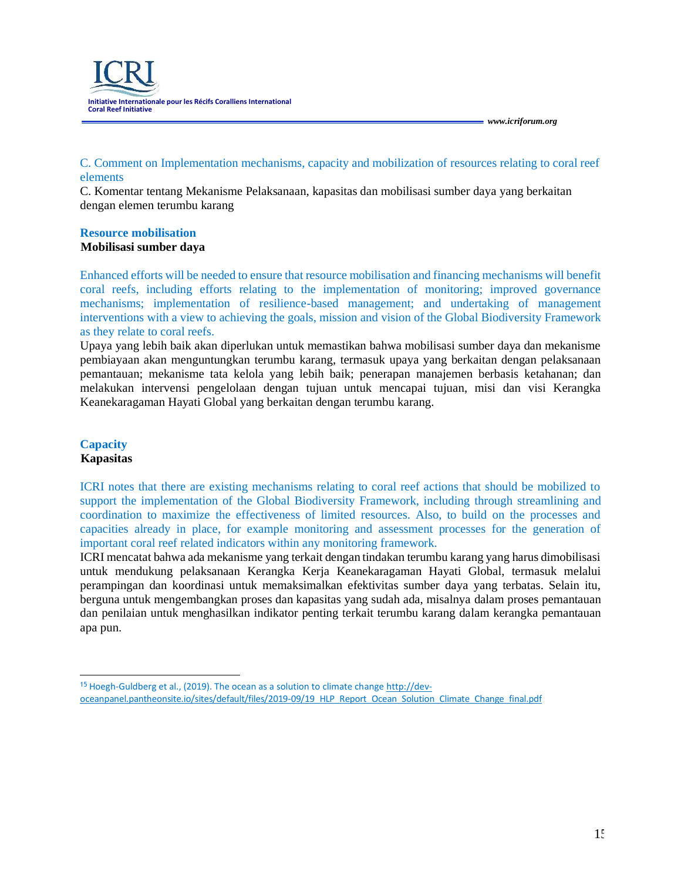C. Comment on Implementation mechanisms, capacity and mobilization of resources relating to coral reef elements

C. Komentar tentang Mekanisme Pelaksanaan, kapasitas dan mobilisasi sumber daya yang berkaitan dengan elemen terumbu karang

**Resource mobilisation**

**Mobilisasi sumber daya**

Enhanced efforts will be needed to ensure that resource mobilisation and financing mechanisms will benefit coral reefs, including efforts relating to the implementation of monitoring; improved governance mechanisms; implementation of resilience-based management; and undertaking of management interventions with a view to achieving the goals, mission and vision of the Global Biodiversity Framework as they relate to coral reefs.

Upaya yang lebih baik akan diperlukan untuk memastikan bahwa mobilisasi sumber daya dan mekanisme pembiayaan akan menguntungkan terumbu karang, termasuk upaya yang berkaitan dengan pelaksanaan pemantauan; mekanisme tata kelola yang lebih baik; penerapan manajemen berbasis ketahanan; dan melakukan intervensi pengelolaan dengan tujuan untuk mencapai tujuan, misi dan visi Kerangka Keanekaragaman Hayati Global yang berkaitan dengan terumbu karang.

**Capacity**

**Kapasitas**

ICRI notes that there are existing mechanisms relating to coral reef actions that should be mobilized to support the implementation of the Global Biodiversity Framework, including through streamlining and coordination to maximize the effectiveness of limited resources. Also, to build on the processes and capacities already in place, for example monitoring and assessment processes for the generation of important coral reef related indicators within any monitoring framework.

ICRI mencatat bahwa ada mekanisme yang terkait dengan tindakan terumbu karang yang harus dimobilisasi untuk mendukung pelaksanaan Kerangka Kerja Keanekaragaman Hayati Global, termasuk melalui perampingan dan koordinasi untuk memaksimalkan efektivitas sumber daya yang terbatas. Selain itu, berguna untuk mengembangkan proses dan kapasitas yang sudah ada, misalnya dalam proses pemantauan dan penilaian untuk menghasilkan indikator penting terkait terumbu karang dalam kerangka pemantauan apa pun.

---

[15] Hoegh-Guldberg et al., (2019). The ocean as a solution to climate change http://dev-oceanpanel.pantheonsite.io/sites/default/files/2019-09/19_HLP_Report_Ocean_Solution_Climate_Change_final.pdf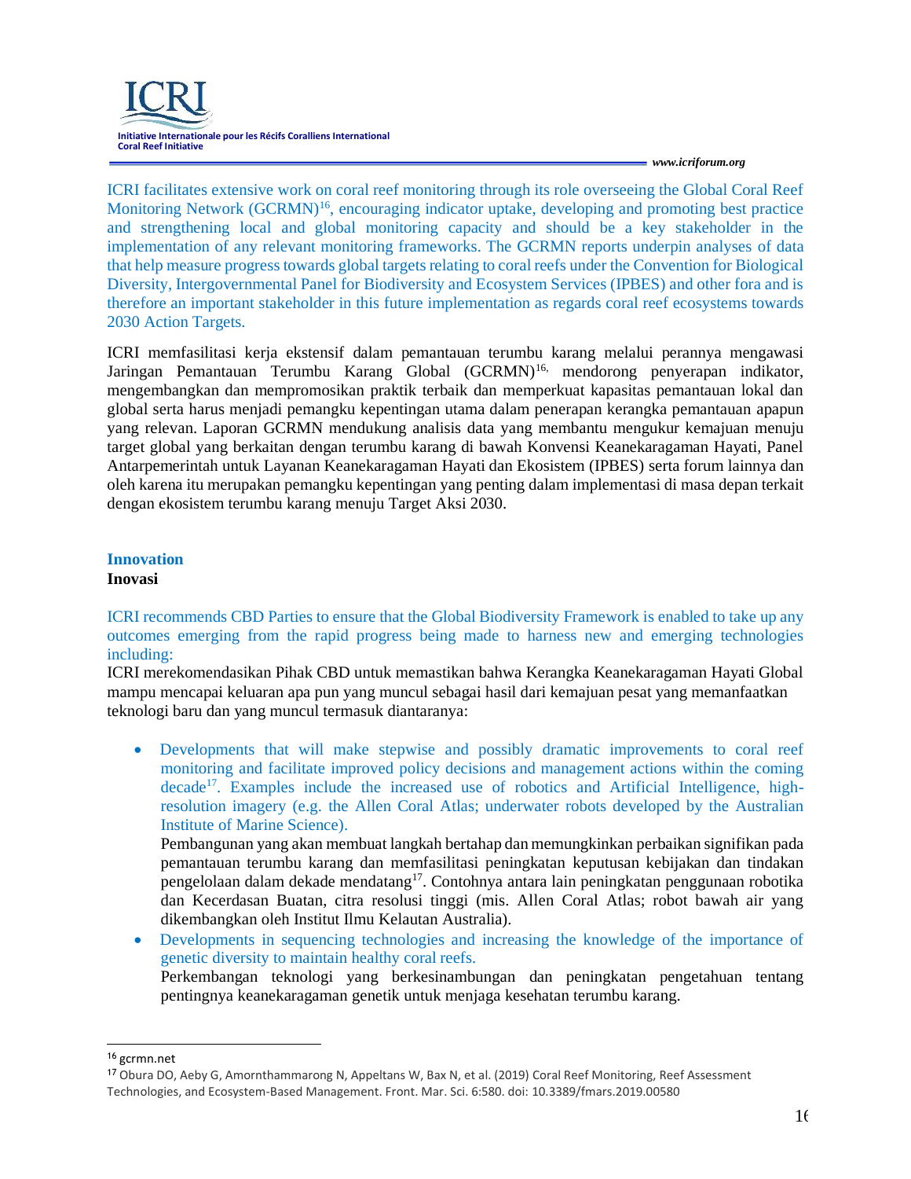ICRI facilitates extensive work on coral reef monitoring through its role overseeing the Global Coral Reef Monitoring Network (GCRMN)[16], encouraging indicator uptake, developing and promoting best practice and strengthening local and global monitoring capacity and should be a key stakeholder in the implementation of any relevant monitoring frameworks. The GCRMN reports underpin analyses of data that help measure progress towards global targets relating to coral reefs under the Convention for Biological Diversity, Intergovernmental Panel for Biodiversity and Ecosystem Services (IPBES) and other fora and is therefore an important stakeholder in this future implementation as regards coral reef ecosystems towards 2030 Action Targets.

ICRI memfasilitasi kerja ekstensif dalam pemantauan terumbu karang melalui perannya mengawasi Jaringan Pemantauan Terumbu Karang Global (GCRMN)[16], mendorong penyerapan indikator, mengembangkan dan mempromosikan praktik terbaik dan memperkuat kapasitas pemantauan lokal dan global serta harus menjadi pemangku kepentingan utama dalam penerapan kerangka pemantauan apapun yang relevan. Laporan GCRMN mendukung analisis data yang membantu mengukur kemajuan menuju target global yang berkaitan dengan terumbu karang di bawah Konvensi Keanekaragaman Hayati, Panel Antarpemerintah untuk Layanan Keanekaragaman Hayati dan Ekosistem (IPBES) serta forum lainnya dan oleh karena itu merupakan pemangku kepentingan yang penting dalam implementasi di masa depan terkait dengan ekosistem terumbu karang menuju Target Aksi 2030.

**Innovation**

**Inovasi**

ICRI recommends CBD Parties to ensure that the Global Biodiversity Framework is enabled to take up any outcomes emerging from the rapid progress being made to harness new and emerging technologies including:

ICRI merekomendasikan Pihak CBD untuk memastikan bahwa Kerangka Keanekaragaman Hayati Global mampu mencapai keluaran apa pun yang muncul sebagai hasil dari kemajuan pesat yang memanfaatkan teknologi baru dan yang muncul termasuk diantaranya:

- Developments that will make stepwise and possibly dramatic improvements to coral reef monitoring and facilitate improved policy decisions and management actions within the coming decade[17]. Examples include the increased use of robotics and Artificial Intelligence, high-resolution imagery (e.g. the Allen Coral Atlas; underwater robots developed by the Australian Institute of Marine Science).

  Pembangunan yang akan membuat langkah bertahap dan memungkinkan perbaikan signifikan pada pemantauan terumbu karang dan memfasilitasi peningkatan keputusan kebijakan dan tindakan pengelolaan dalam dekade mendatang[17]. Contohnya antara lain peningkatan penggunaan robotika dan Kecerdasan Buatan, citra resolusi tinggi (mis. Allen Coral Atlas; robot bawah air yang dikembangkan oleh Institut Ilmu Kelautan Australia).

- Developments in sequencing technologies and increasing the knowledge of the importance of genetic diversity to maintain healthy coral reefs.

  Perkembangan teknologi yang berkesinambungan dan peningkatan pengetahuan tentang pentingnya keanekaragaman genetik untuk menjaga kesehatan terumbu karang.

---

[16] gcrmn.net

[17] Obura DO, Aeby G, Amornthammarong N, Appeltans W, Bax N, et al. (2019) Coral Reef Monitoring, Reef Assessment Technologies, and Ecosystem-Based Management. Front. Mar. Sci. 6:580. doi: 10.3389/fmars.2019.00580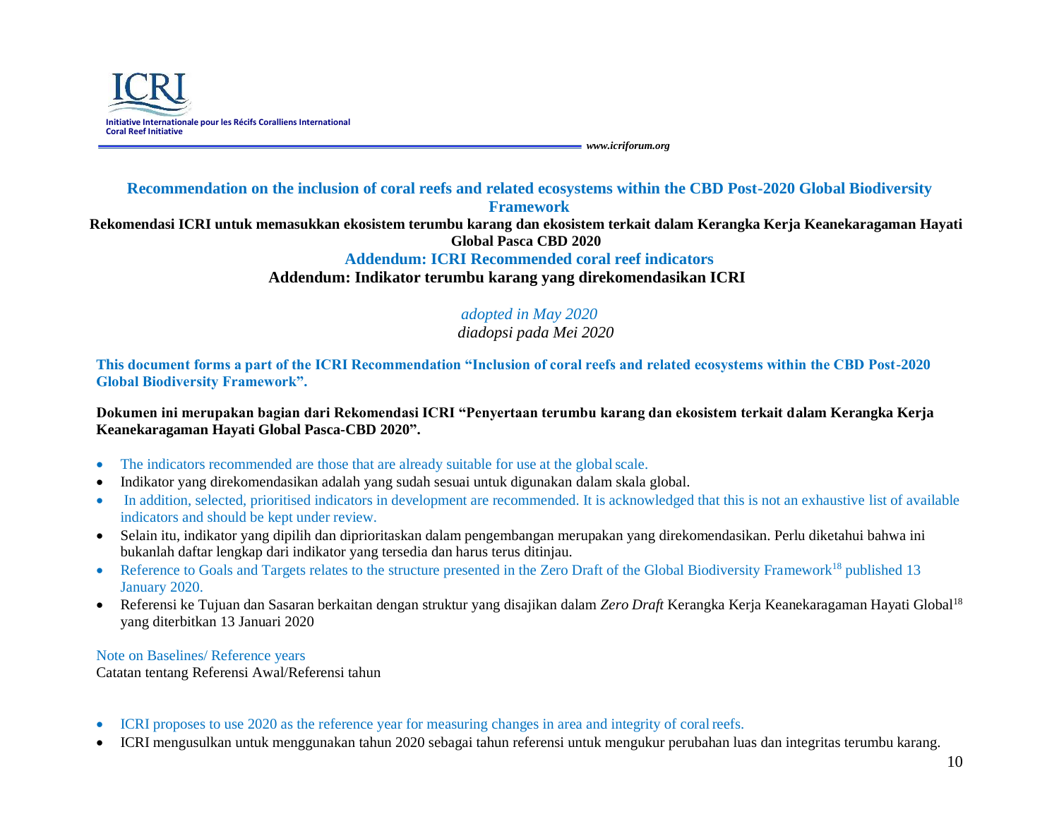ICRI

Initiative Internationale pour les Récifs Coralliens International Coral Reef Initiative

www.icriforum.org

## Recommendation on the inclusion of coral reefs and related ecosystems within the CBD Post-2020 Global Biodiversity Framework

**Rekomendasi ICRI untuk memasukkan ekosistem terumbu karang dan ekosistem terkait dalam Kerangka Kerja Keanekaragaman Hayati Global Pasca CBD 2020**

## Addendum: ICRI Recommended coral reef indicators

**Addendum: Indikator terumbu karang yang direkomendasikan ICRI**

*adopted in May 2020*

*diadopsi pada Mei 2020*

**This document forms a part of the ICRI Recommendation "Inclusion of coral reefs and related ecosystems within the CBD Post-2020 Global Biodiversity Framework".**

**Dokumen ini merupakan bagian dari Rekomendasi ICRI "Penyertaan terumbu karang dan ekosistem terkait dalam Kerangka Kerja Keanekaragaman Hayati Global Pasca-CBD 2020".**

- The indicators recommended are those that are already suitable for use at the global scale.
- Indikator yang direkomendasikan adalah yang sudah sesuai untuk digunakan dalam skala global.
- In addition, selected, prioritised indicators in development are recommended. It is acknowledged that this is not an exhaustive list of available indicators and should be kept under review.
- Selain itu, indikator yang dipilih dan diprioritaskan dalam pengembangan merupakan yang direkomendasikan. Perlu diketahui bahwa ini bukanlah daftar lengkap dari indikator yang tersedia dan harus terus ditinjau.
- Reference to Goals and Targets relates to the structure presented in the Zero Draft of the Global Biodiversity Framework[18] published 13 January 2020.
- Referensi ke Tujuan dan Sasaran berkaitan dengan struktur yang disajikan dalam *Zero Draft* Kerangka Kerja Keanekaragaman Hayati Global[18] yang diterbitkan 13 Januari 2020

Note on Baselines/ Reference years

Catatan tentang Referensi Awal/Referensi tahun

- ICRI proposes to use 2020 as the reference year for measuring changes in area and integrity of coral reefs.
- ICRI mengusulkan untuk menggunakan tahun 2020 sebagai tahun referensi untuk mengukur perubahan luas dan integritas terumbu karang.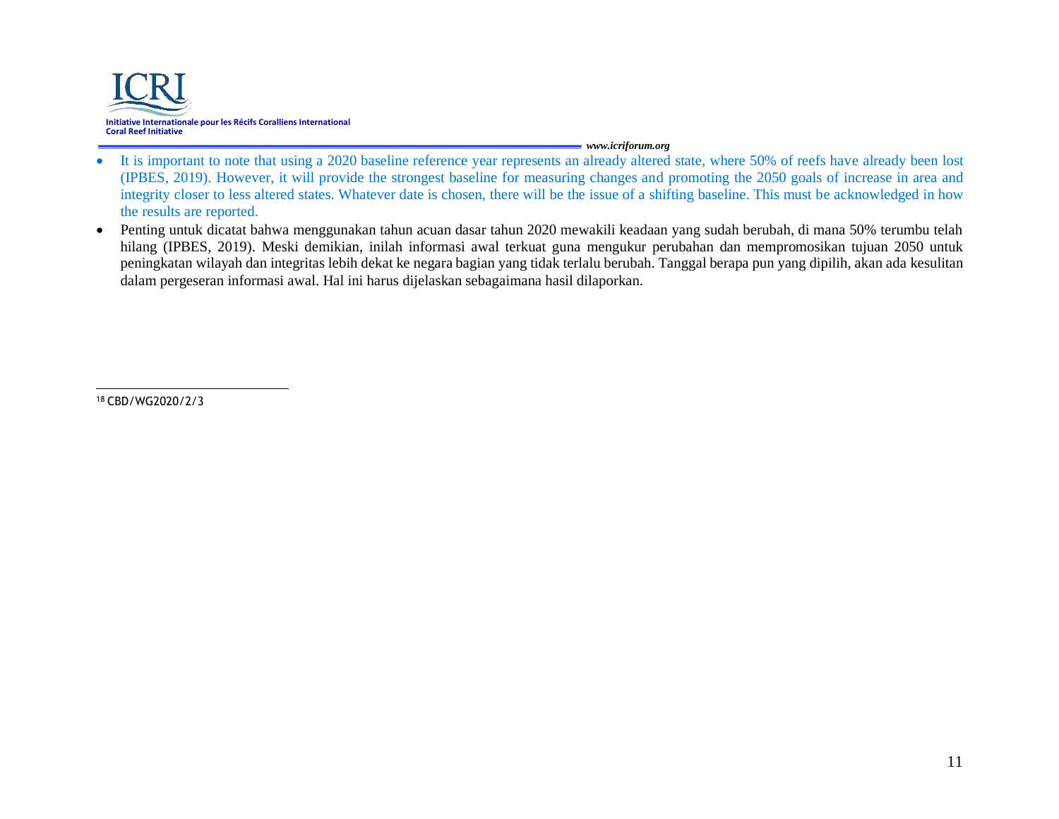- It is important to note that using a 2020 baseline reference year represents an already altered state, where 50% of reefs have already been lost (IPBES, 2019). However, it will provide the strongest baseline for measuring changes and promoting the 2050 goals of increase in area and integrity closer to less altered states. Whatever date is chosen, there will be the issue of a shifting baseline. This must be acknowledged in how the results are reported.
- Penting untuk dicatat bahwa menggunakan tahun acuan dasar tahun 2020 mewakili keadaan yang sudah berubah, di mana 50% terumbu telah hilang (IPBES, 2019). Meski demikian, inilah informasi awal terkuat guna mengukur perubahan dan mempromosikan tujuan 2050 untuk peningkatan wilayah dan integritas lebih dekat ke negara bagian yang tidak terlalu berubah. Tanggal berapa pun yang dipilih, akan ada kesulitan dalam pergeseran informasi awal. Hal ini harus dijelaskan sebagaimana hasil dilaporkan.

[18] CBD/WG2020/2/3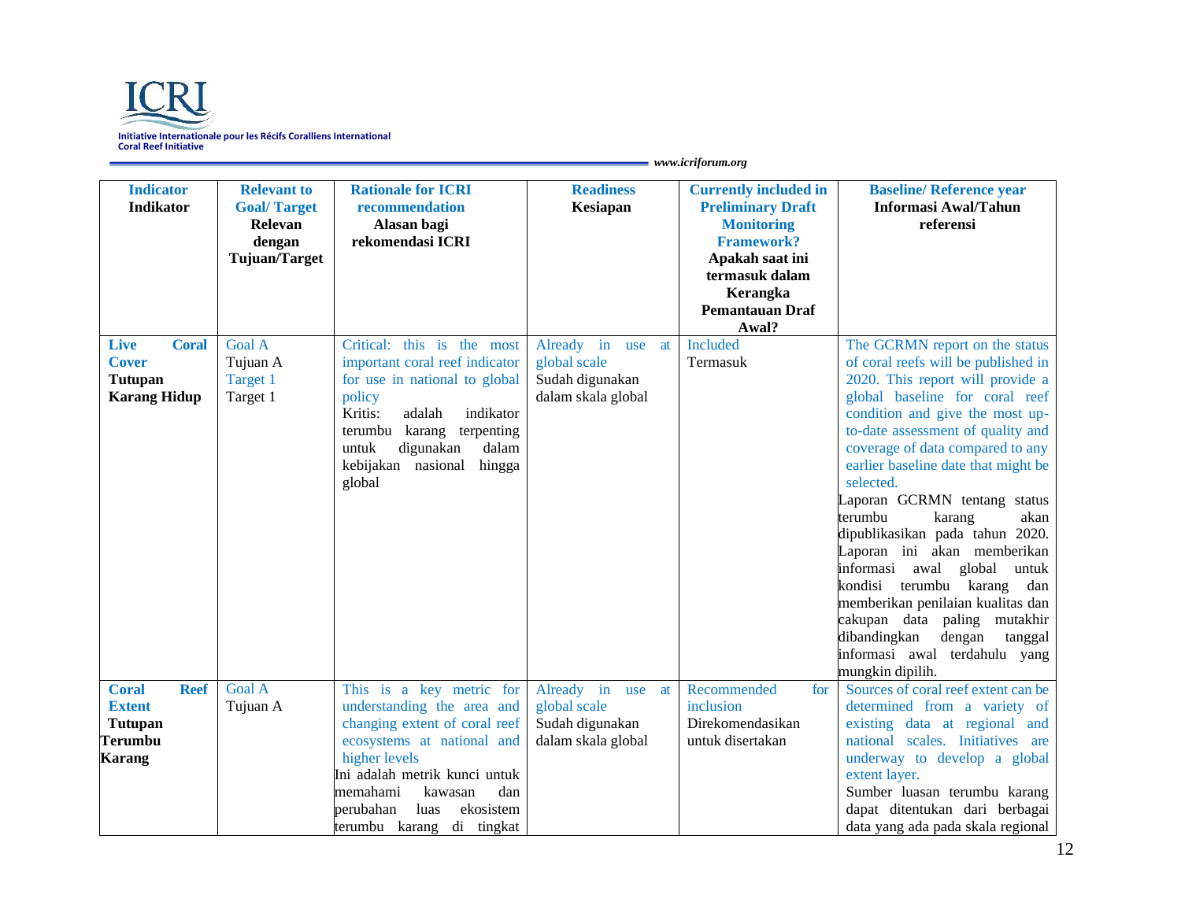| Indicator Indikator | Relevant to Goal/ Target Relevan dengan Tujuan/Target | Rationale for ICRI recommendation Alasan bagi rekomendasi ICRI | Readiness Kesiapan | Currently included in Preliminary Draft Monitoring Framework? Apakah saat ini termasuk dalam Kerangka Pemantauan Draf Awal? | Baseline/ Reference year Informasi Awal/Tahun referensi |
|---|---|---|---|---|---|
| **Live Coral Cover** **Tutupan Karang Hidup** | Goal A Tujuan A Target 1 Target 1 | Critical: this is the most important coral reef indicator for use in national to global policy Kritis: adalah indikator terumbu karang terpenting untuk digunakan dalam kebijakan nasional hingga global | Already in use at global scale Sudah digunakan dalam skala global | Included Termasuk | The GCRMN report on the status of coral reefs will be published in 2020. This report will provide a global baseline for coral reef condition and give the most up-to-date assessment of quality and coverage of data compared to any earlier baseline date that might be selected. Laporan GCRMN tentang status terumbu karang akan dipublikasikan pada tahun 2020. Laporan ini akan memberikan informasi awal global untuk kondisi terumbu karang dan memberikan penilaian kualitas dan cakupan data paling mutakhir dibandingkan dengan tanggal informasi awal terdahulu yang mungkin dipilih. |
| **Coral Reef Extent** **Tutupan Terumbu Karang** | Goal A Tujuan A | This is a key metric for understanding the area and changing extent of coral reef ecosystems at national and higher levels Ini adalah metrik kunci untuk memahami kawasan dan perubahan luas ekosistem terumbu karang di tingkat | Already in use at global scale Sudah digunakan dalam skala global | Recommended for inclusion Direkomendasikan untuk disertakan | Sources of coral reef extent can be determined from a variety of existing data at regional and national scales. Initiatives are underway to develop a global extent layer. Sumber luasan terumbu karang dapat ditentukan dari berbagai data yang ada pada skala regional |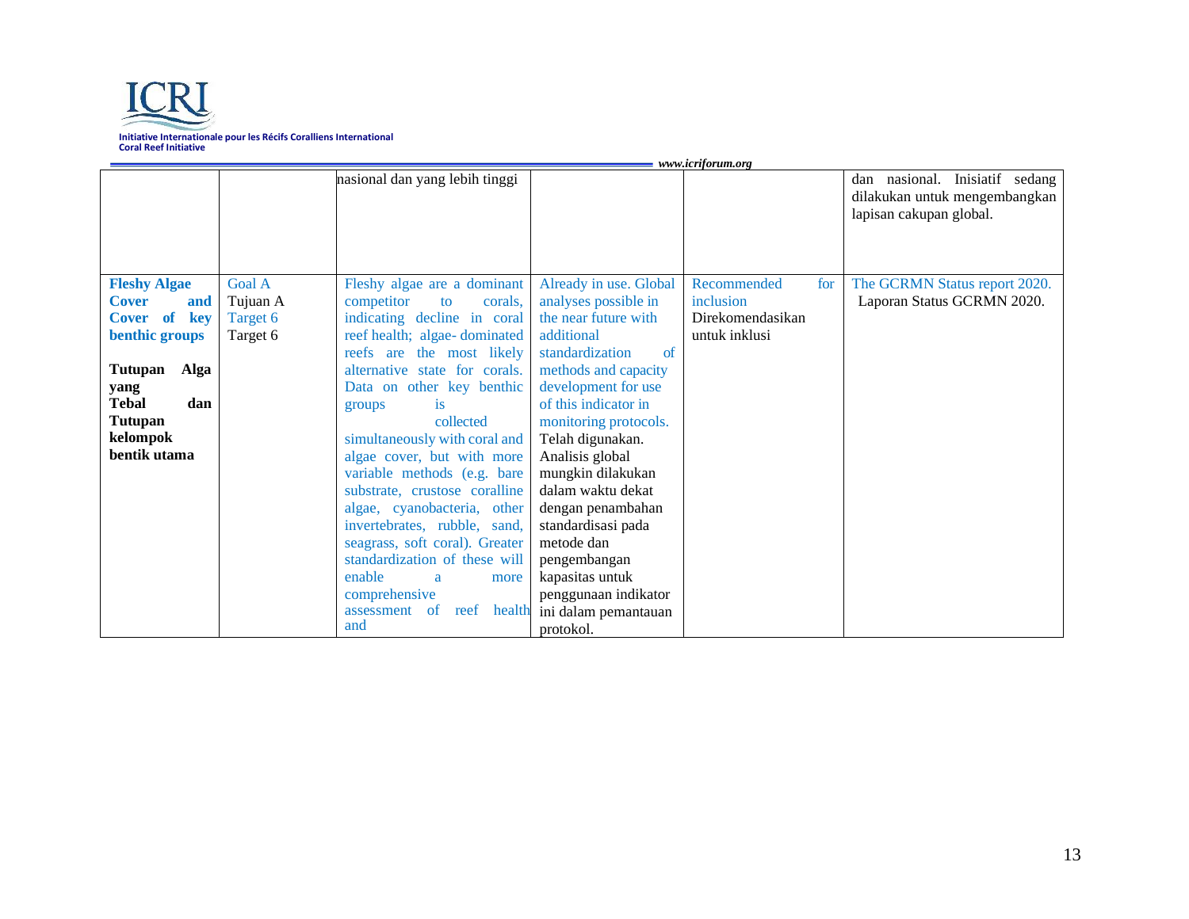| | | | | | |
|---|---|---|---|---|---|
| | | nasional dan yang lebih tinggi | | | dan nasional. Inisiatif sedang dilakukan untuk mengembangkan lapisan cakupan global. |
| **Fleshy Algae Cover and Cover of key benthic groups**<br><br>**Tutupan Alga yang Tebal dan Tutupan kelompok bentik utama** | Goal A<br>Tujuan A<br>Target 6<br>Target 6 | Fleshy algae are a dominant competitor to corals, indicating decline in coral reef health; algae- dominated reefs are the most likely alternative state for corals. Data on other key benthic groups is collected simultaneously with coral and algae cover, but with more variable methods (e.g. bare substrate, crustose coralline algae, cyanobacteria, other invertebrates, rubble, sand, seagrass, soft coral). Greater standardization of these will enable a more comprehensive assessment of reef health and | Already in use. Global analyses possible in the near future with additional standardization of methods and capacity development for use of this indicator in monitoring protocols.<br>Telah digunakan. Analisis global mungkin dilakukan dalam waktu dekat dengan penambahan standardisasi pada metode dan pengembangan kapasitas untuk penggunaan indikator ini dalam pemantauan protokol. | Recommended for inclusion<br>Direkomendasikan untuk inklusi | The GCRMN Status report 2020.<br>Laporan Status GCRMN 2020. |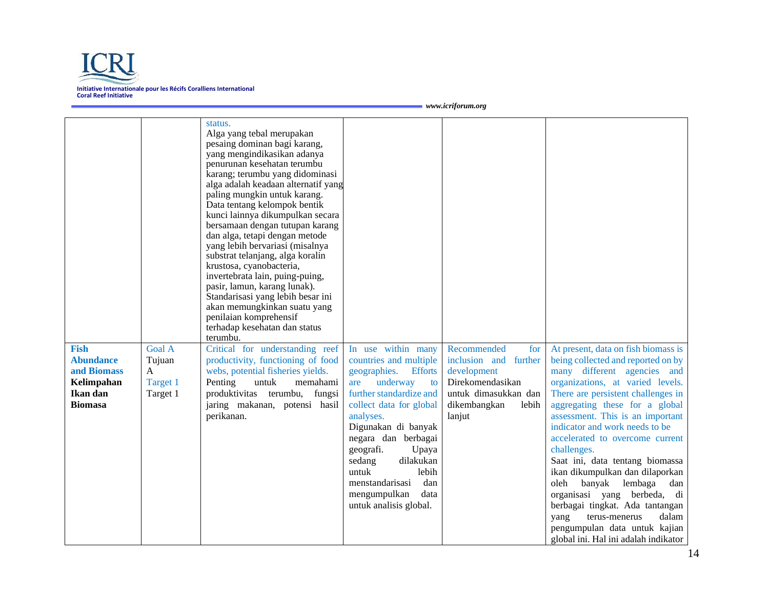| | | | | | |
|---|---|---|---|---|---|
| | | status. Alga yang tebal merupakan pesaing dominan bagi karang, yang mengindikasikan adanya penurunan kesehatan terumbu karang; terumbu yang didominasi alga adalah keadaan alternatif yang paling mungkin untuk karang. Data tentang kelompok bentik kunci lainnya dikumpulkan secara bersamaan dengan tutupan karang dan alga, tetapi dengan metode yang lebih bervariasi (misalnya substrat telanjang, alga koralin krustosa, cyanobacteria, invertebrata lain, puing-puing, pasir, lamun, karang lunak). Standarisasi yang lebih besar ini akan memungkinkan suatu yang penilaian komprehensif terhadap kesehatan dan status terumbu. | | | |
| **Fish Abundance and Biomass** **Kelimpahan Ikan dan Biomass** | Goal A Tujuan A Target 1 Target 1 | Critical for understanding reef productivity, functioning of food webs, potential fisheries yields. Penting untuk memahami produktivitas terumbu, fungsi jaring makanan, potensi hasil perikanan. | In use within many countries and multiple geographies. Efforts are underway to further standardize and collect data for global analyses. Digunakan di banyak negara dan berbagai geografi. Upaya sedang dilakukan untuk lebih menstandarisasi dan mengumpulkan data untuk analisis global. | Recommended for inclusion and further development Direkomendasikan untuk dimasukkan dan dikembangkan lebih lanjut | At present, data on fish biomass is being collected and reported on by many different agencies and organizations, at varied levels. There are persistent challenges in aggregating these for a global assessment. This is an important indicator and work needs to be accelerated to overcome current challenges. Saat ini, data tentang biomassa ikan dikumpulkan dan dilaporkan oleh banyak lembaga dan organisasi yang berbeda, di berbagai tingkat. Ada tantangan yang terus-menerus dalam pengumpulan data untuk kajian global ini. Hal ini adalah indikator |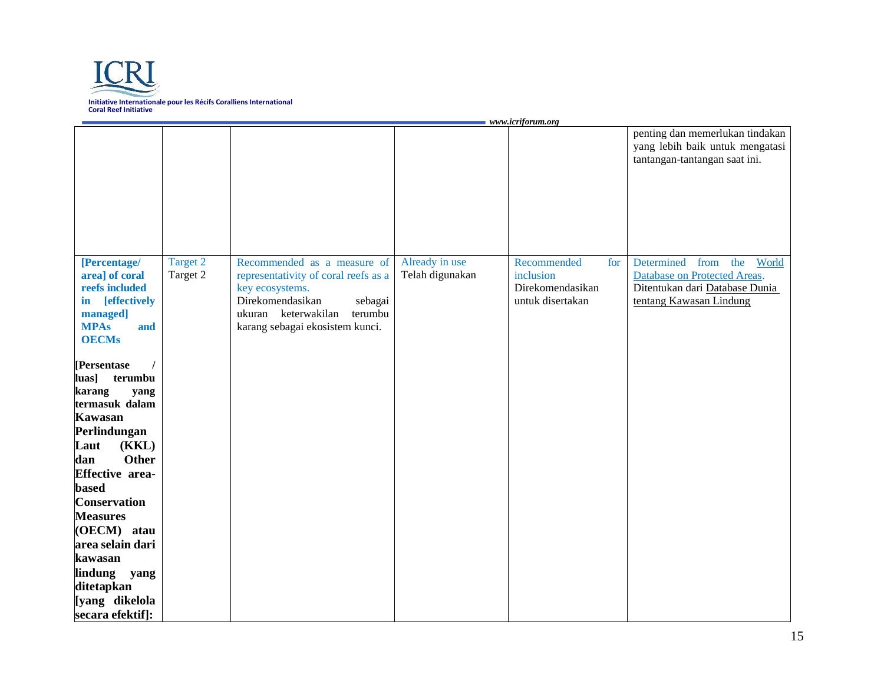| | | | | | |
|---|---|---|---|---|---|
| | | | | | penting dan memerlukan tindakan yang lebih baik untuk mengatasi tantangan-tantangan saat ini. |
| **[Percentage/ area] of coral reefs included in [effectively managed] MPAs and OECMs**<br><br>**[Persentase / luas] terumbu karang yang termasuk dalam Kawasan Perlindungan Laut (KKL) dan Other Effective area-based Conservation Measures (OECM) atau area selain dari kawasan lindung yang ditetapkan [yang dikelola secara efektif]:** | Target 2<br>Target 2 | Recommended as a measure of representativity of coral reefs as a key ecosystems.<br>Direkomendasikan sebagai ukuran keterwakilan terumbu karang sebagai ekosistem kunci. | Already in use<br>Telah digunakan | Recommended for inclusion<br>Direkomendasikan untuk disertakan | Determined from the World Database on Protected Areas.<br>Ditentukan dari Database Dunia tentang Kawasan Lindung |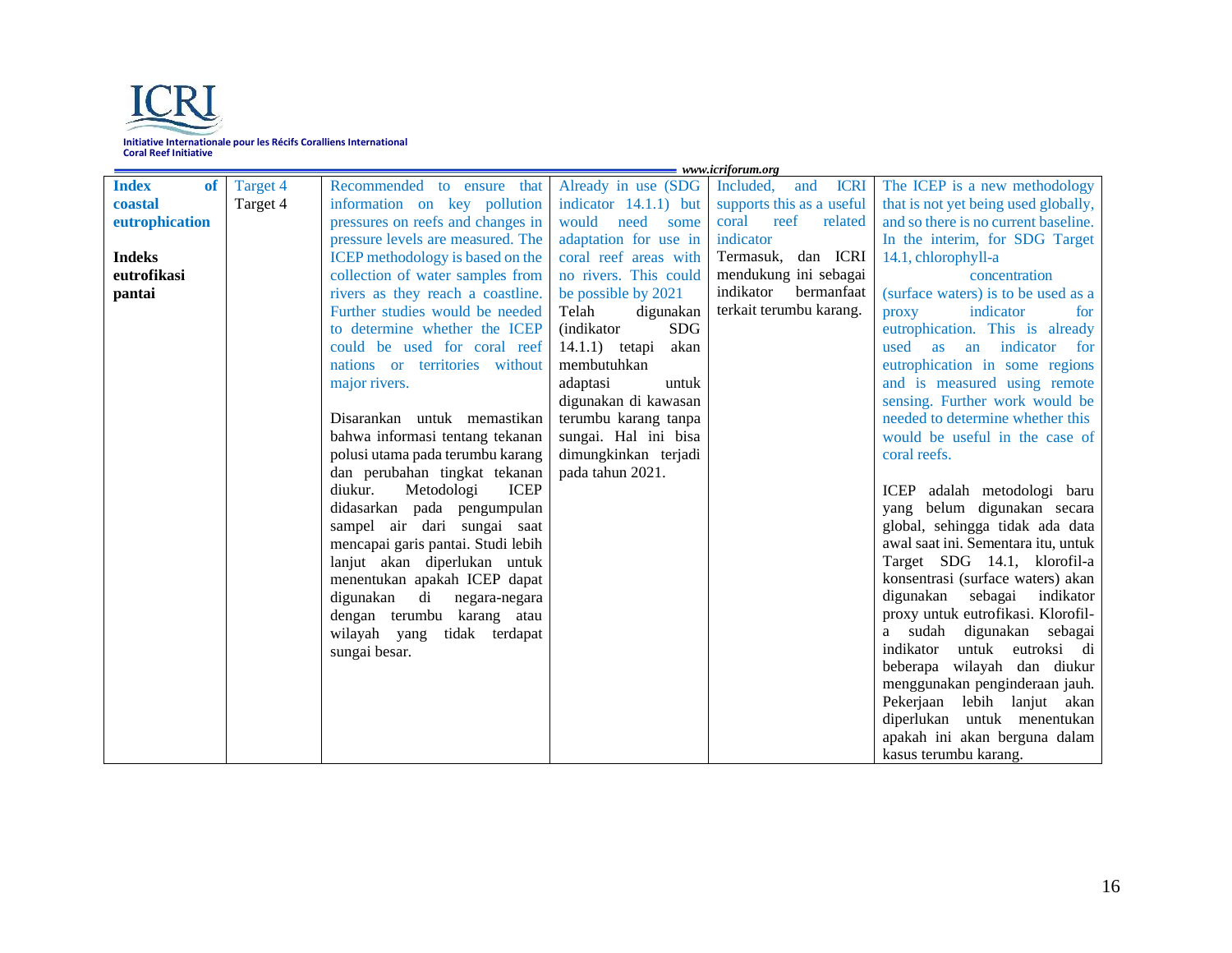| **Index of coastal eutrophication**<br><br>**Indeks eutrofikasi pantai** | Target 4<br>Target 4 | Recommended to ensure that information on key pollution pressures on reefs and changes in pressure levels are measured. The ICEP methodology is based on the collection of water samples from rivers as they reach a coastline. Further studies would be needed to determine whether the ICEP could be used for coral reef nations or territories without major rivers.<br><br>Disarankan untuk memastikan bahwa informasi tentang tekanan polusi utama pada terumbu karang dan perubahan tingkat tekanan diukur. Metodologi ICEP didasarkan pada pengumpulan sampel air dari sungai saat mencapai garis pantai. Studi lebih lanjut akan diperlukan untuk menentukan apakah ICEP dapat digunakan di negara-negara dengan terumbu karang atau wilayah yang tidak terdapat sungai besar. | Already in use (SDG indicator 14.1.1) but would need some adaptation for use in coral reef areas with no rivers. This could be possible by 2021<br>Telah digunakan (indikator SDG 14.1.1) tetapi akan membutuhkan adaptasi untuk digunakan di kawasan terumbu karang tanpa sungai. Hal ini bisa dimungkinkan terjadi pada tahun 2021. | Included, and ICRI supports this as a useful coral reef related indicator<br>Termasuk, dan ICRI mendukung ini sebagai indikator bermanfaat terkait terumbu karang. | The ICEP is a new methodology that is not yet being used globally, and so there is no current baseline. In the interim, for SDG Target 14.1, chlorophyll-a concentration (surface waters) is to be used as a proxy indicator for eutrophication. This is already used as an indicator for eutrophication in some regions and is measured using remote sensing. Further work would be needed to determine whether this would be useful in the case of coral reefs.<br><br>ICEP adalah metodologi baru yang belum digunakan secara global, sehingga tidak ada data awal saat ini. Sementara itu, untuk Target SDG 14.1, klorofil-a konsentrasi (surface waters) akan digunakan sebagai indikator proxy untuk eutrofikasi. Klorofil-a sudah digunakan sebagai indikator untuk eutroksi di beberapa wilayah dan diukur menggunakan penginderaan jauh. Pekerjaan lebih lanjut akan diperlukan untuk menentukan apakah ini akan berguna dalam kasus terumbu karang. |
|---|---|---|---|---|---|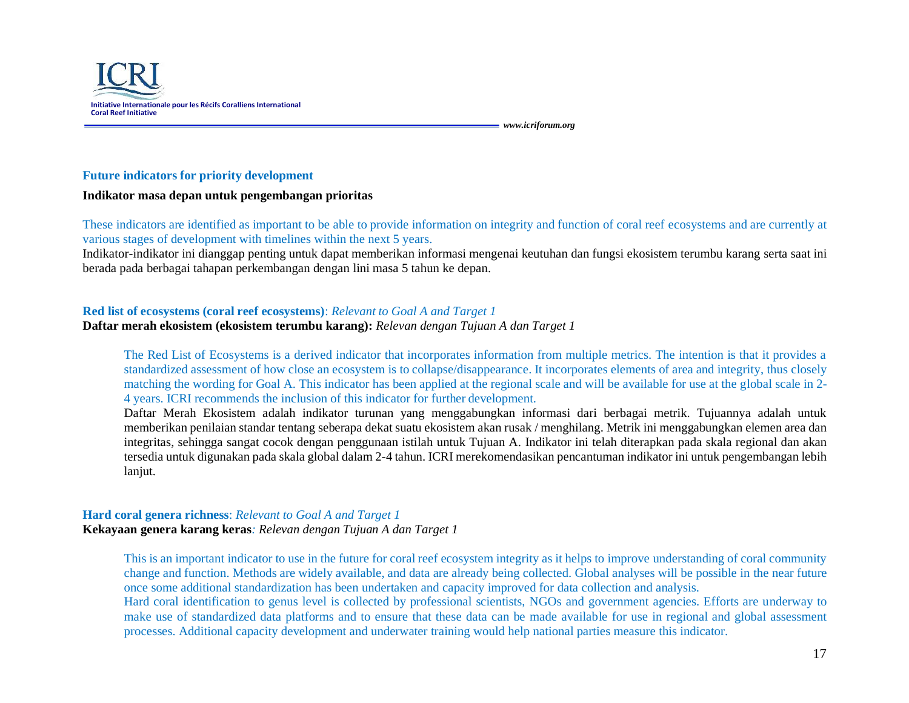### Future indicators for priority development

**Indikator masa depan untuk pengembangan prioritas**

These indicators are identified as important to be able to provide information on integrity and function of coral reef ecosystems and are currently at various stages of development with timelines within the next 5 years.

Indikator-indikator ini dianggap penting untuk dapat memberikan informasi mengenai keutuhan dan fungsi ekosistem terumbu karang serta saat ini berada pada berbagai tahapan perkembangan dengan lini masa 5 tahun ke depan.

**Red list of ecosystems (coral reef ecosystems)**: *Relevant to Goal A and Target 1*

**Daftar merah ekosistem (ekosistem terumbu karang):** *Relevan dengan Tujuan A dan Target 1*

The Red List of Ecosystems is a derived indicator that incorporates information from multiple metrics. The intention is that it provides a standardized assessment of how close an ecosystem is to collapse/disappearance. It incorporates elements of area and integrity, thus closely matching the wording for Goal A. This indicator has been applied at the regional scale and will be available for use at the global scale in 2-4 years. ICRI recommends the inclusion of this indicator for further development.

Daftar Merah Ekosistem adalah indikator turunan yang menggabungkan informasi dari berbagai metrik. Tujuannya adalah untuk memberikan penilaian standar tentang seberapa dekat suatu ekosistem akan rusak / menghilang. Metrik ini menggabungkan elemen area dan integritas, sehingga sangat cocok dengan penggunaan istilah untuk Tujuan A. Indikator ini telah diterapkan pada skala regional dan akan tersedia untuk digunakan pada skala global dalam 2-4 tahun. ICRI merekomendasikan pencantuman indikator ini untuk pengembangan lebih lanjut.

**Hard coral genera richness**: *Relevant to Goal A and Target 1*

**Kekayaan genera karang keras***: Relevan dengan Tujuan A dan Target 1*

This is an important indicator to use in the future for coral reef ecosystem integrity as it helps to improve understanding of coral community change and function. Methods are widely available, and data are already being collected. Global analyses will be possible in the near future once some additional standardization has been undertaken and capacity improved for data collection and analysis.

Hard coral identification to genus level is collected by professional scientists, NGOs and government agencies. Efforts are underway to make use of standardized data platforms and to ensure that these data can be made available for use in regional and global assessment processes. Additional capacity development and underwater training would help national parties measure this indicator.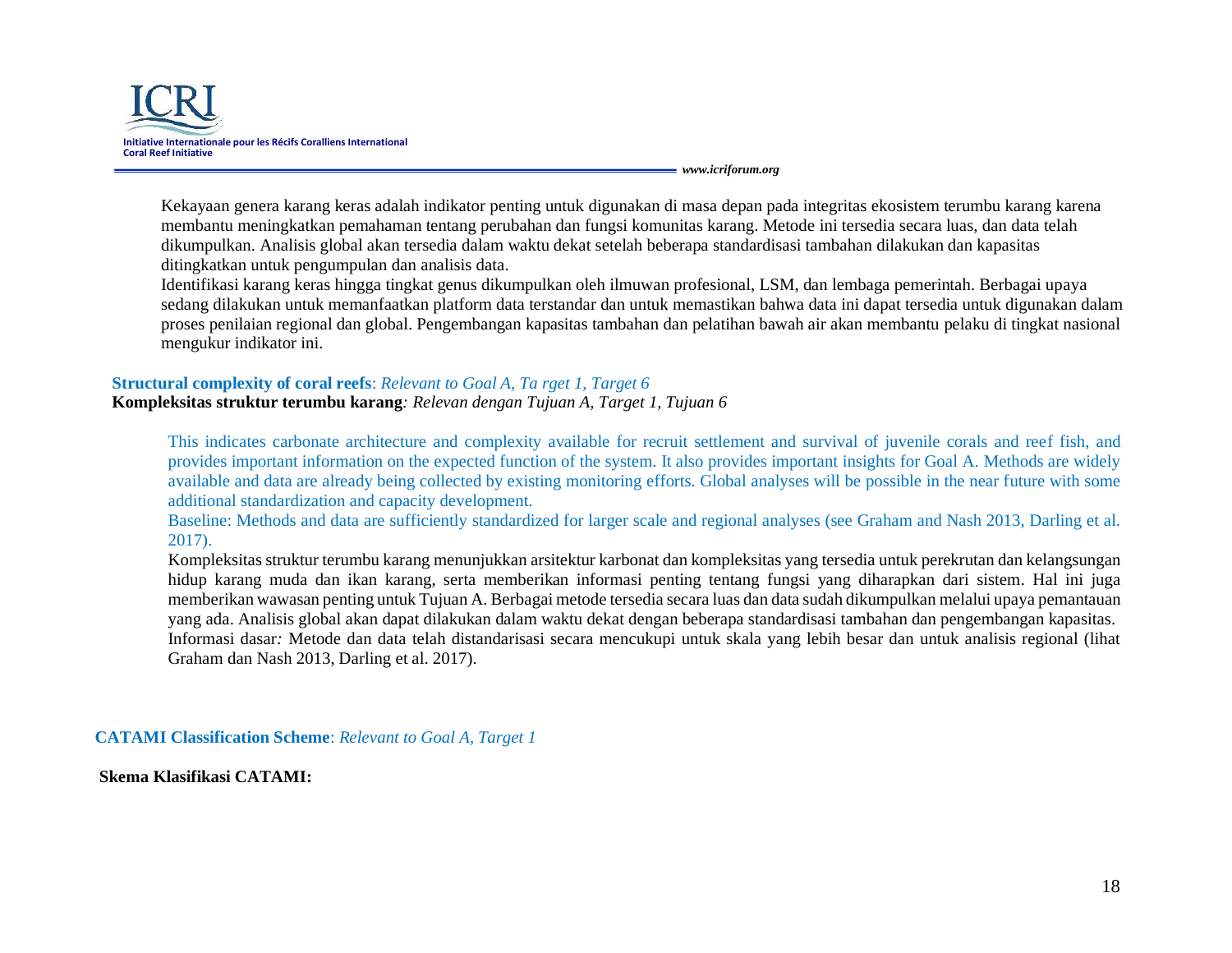Kekayaan genera karang keras adalah indikator penting untuk digunakan di masa depan pada integritas ekosistem terumbu karang karena membantu meningkatkan pemahaman tentang perubahan dan fungsi komunitas karang. Metode ini tersedia secara luas, dan data telah dikumpulkan. Analisis global akan tersedia dalam waktu dekat setelah beberapa standardisasi tambahan dilakukan dan kapasitas ditingkatkan untuk pengumpulan dan analisis data.

Identifikasi karang keras hingga tingkat genus dikumpulkan oleh ilmuwan profesional, LSM, dan lembaga pemerintah. Berbagai upaya sedang dilakukan untuk memanfaatkan platform data terstandar dan untuk memastikan bahwa data ini dapat tersedia untuk digunakan dalam proses penilaian regional dan global. Pengembangan kapasitas tambahan dan pelatihan bawah air akan membantu pelaku di tingkat nasional mengukur indikator ini.

**Structural complexity of coral reefs**: *Relevant to Goal A, Ta rget 1, Target 6*
**Kompleksitas struktur terumbu karang***: Relevan dengan Tujuan A, Target 1, Tujuan 6*

This indicates carbonate architecture and complexity available for recruit settlement and survival of juvenile corals and reef fish, and provides important information on the expected function of the system. It also provides important insights for Goal A. Methods are widely available and data are already being collected by existing monitoring efforts. Global analyses will be possible in the near future with some additional standardization and capacity development.

Baseline: Methods and data are sufficiently standardized for larger scale and regional analyses (see Graham and Nash 2013, Darling et al. 2017).

Kompleksitas struktur terumbu karang menunjukkan arsitektur karbonat dan kompleksitas yang tersedia untuk perekrutan dan kelangsungan hidup karang muda dan ikan karang, serta memberikan informasi penting tentang fungsi yang diharapkan dari sistem. Hal ini juga memberikan wawasan penting untuk Tujuan A. Berbagai metode tersedia secara luas dan data sudah dikumpulkan melalui upaya pemantauan yang ada. Analisis global akan dapat dilakukan dalam waktu dekat dengan beberapa standardisasi tambahan dan pengembangan kapasitas.

Informasi dasar*:* Metode dan data telah distandarisasi secara mencukupi untuk skala yang lebih besar dan untuk analisis regional (lihat Graham dan Nash 2013, Darling et al. 2017).

**CATAMI Classification Scheme**: *Relevant to Goal A, Target 1*

**Skema Klasifikasi CATAMI:**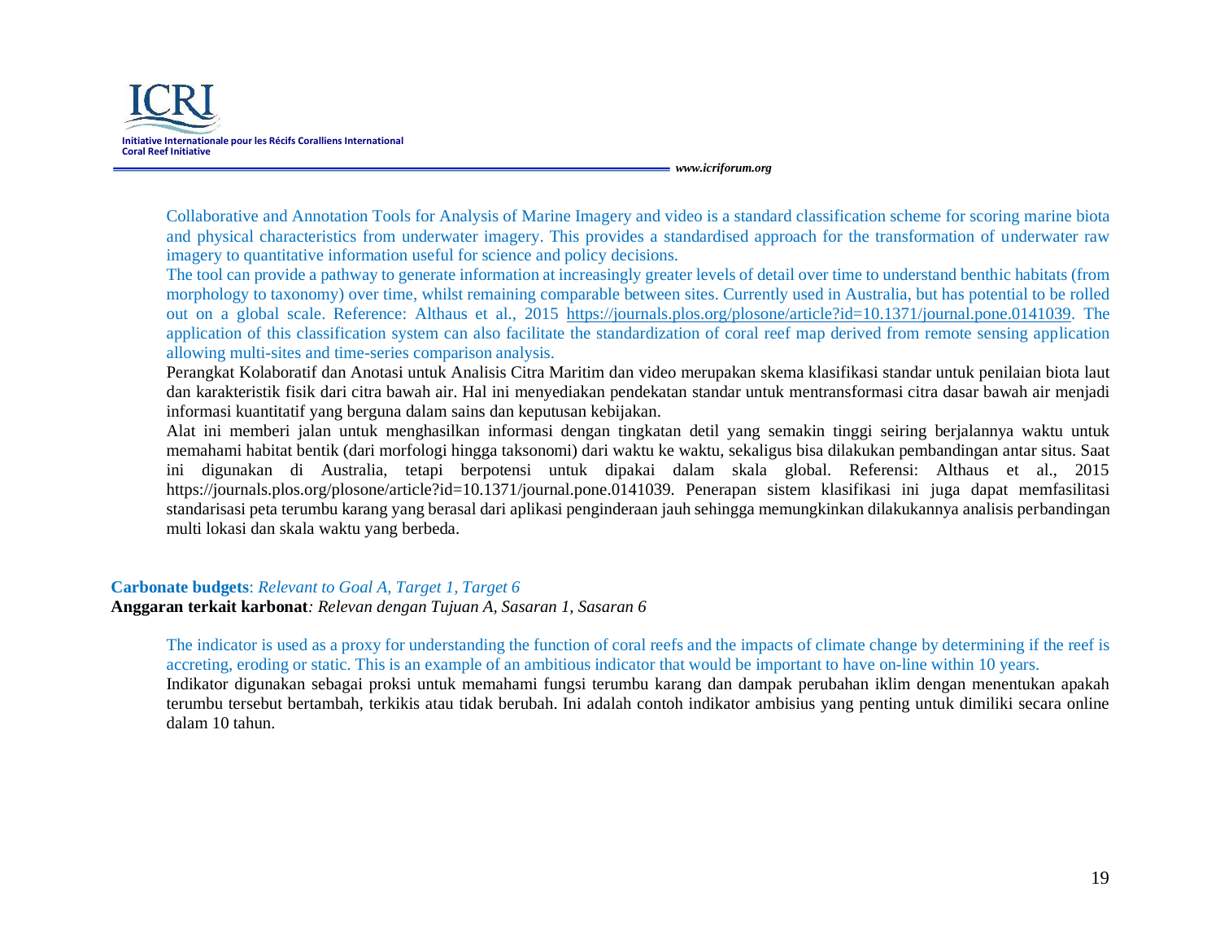Collaborative and Annotation Tools for Analysis of Marine Imagery and video is a standard classification scheme for scoring marine biota and physical characteristics from underwater imagery. This provides a standardised approach for the transformation of underwater raw imagery to quantitative information useful for science and policy decisions.

The tool can provide a pathway to generate information at increasingly greater levels of detail over time to understand benthic habitats (from morphology to taxonomy) over time, whilst remaining comparable between sites. Currently used in Australia, but has potential to be rolled out on a global scale. Reference: Althaus et al., 2015 https://journals.plos.org/plosone/article?id=10.1371/journal.pone.0141039. The application of this classification system can also facilitate the standardization of coral reef map derived from remote sensing application allowing multi-sites and time-series comparison analysis.

Perangkat Kolaboratif dan Anotasi untuk Analisis Citra Maritim dan video merupakan skema klasifikasi standar untuk penilaian biota laut dan karakteristik fisik dari citra bawah air. Hal ini menyediakan pendekatan standar untuk mentransformasi citra dasar bawah air menjadi informasi kuantitatif yang berguna dalam sains dan keputusan kebijakan.

Alat ini memberi jalan untuk menghasilkan informasi dengan tingkatan detil yang semakin tinggi seiring berjalannya waktu untuk memahami habitat bentik (dari morfologi hingga taksonomi) dari waktu ke waktu, sekaligus bisa dilakukan pembandingan antar situs. Saat ini digunakan di Australia, tetapi berpotensi untuk dipakai dalam skala global. Referensi: Althaus et al., 2015 https://journals.plos.org/plosone/article?id=10.1371/journal.pone.0141039. Penerapan sistem klasifikasi ini juga dapat memfasilitasi standarisasi peta terumbu karang yang berasal dari aplikasi penginderaan jauh sehingga memungkinkan dilakukannya analisis perbandingan multi lokasi dan skala waktu yang berbeda.

**Carbonate budgets**: *Relevant to Goal A, Target 1, Target 6*
**Anggaran terkait karbonat***: Relevan dengan Tujuan A, Sasaran 1, Sasaran 6*

The indicator is used as a proxy for understanding the function of coral reefs and the impacts of climate change by determining if the reef is accreting, eroding or static. This is an example of an ambitious indicator that would be important to have on-line within 10 years.

Indikator digunakan sebagai proksi untuk memahami fungsi terumbu karang dan dampak perubahan iklim dengan menentukan apakah terumbu tersebut bertambah, terkikis atau tidak berubah. Ini adalah contoh indikator ambisius yang penting untuk dimiliki secara online dalam 10 tahun.